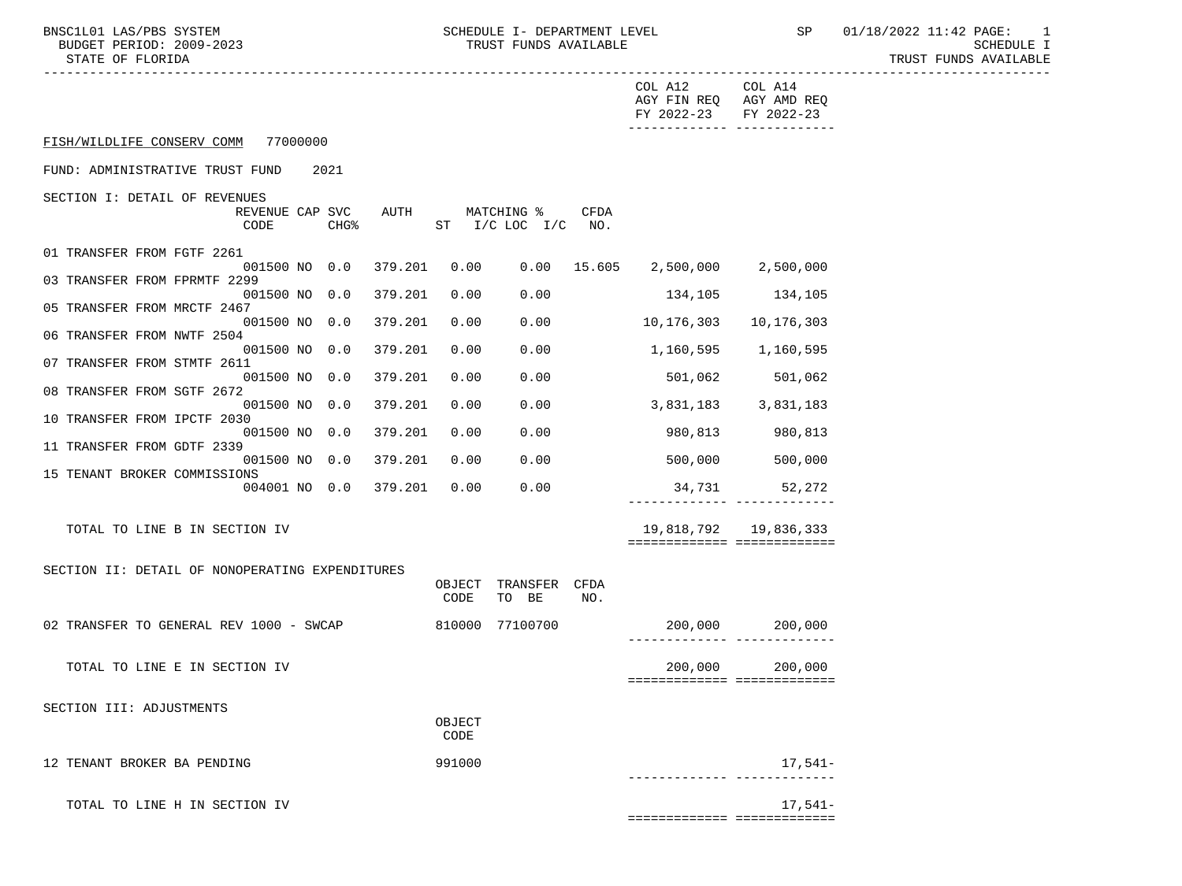BNSC1L01 LAS/PBS SYSTEM — SCHEDULE I- DEPARTMENT LEVEL — TRUST FUNDS AVAILABLE — SP 01/18/2022 11:42

BUDGET PERIOD: 2009-2023

STATE OF FLORIDA

SCHEDULE I

TRUST FUNDS AVAILABLE

## FISH/WILDLIFE CONSERV COMM 77000000

FUND: ADMINISTRATIVE TRUST FUND 2021

### SECTION I: DETAIL OF REVENUES

| | REVENUE CODE | CAP | SVC CHG% | AUTH | MATCHING % ST | I/C LOC | I/C | CFDA NO. | COL A12 AGY FIN REQ FY 2022-23 | COL A14 AGY AMD REQ FY 2022-23 |
|---|---|---|---|---|---|---|---|---|---|---|
| 01 TRANSFER FROM FGTF 2261 | 001500 | NO | 0.0 | 379.201 | 0.00 | 0.00 | | 15.605 | 2,500,000 | 2,500,000 |
| 03 TRANSFER FROM FPRMTF 2299 | 001500 | NO | 0.0 | 379.201 | 0.00 | 0.00 | | | 134,105 | 134,105 |
| 05 TRANSFER FROM MRCTF 2467 | 001500 | NO | 0.0 | 379.201 | 0.00 | 0.00 | | | 10,176,303 | 10,176,303 |
| 06 TRANSFER FROM NWTF 2504 | 001500 | NO | 0.0 | 379.201 | 0.00 | 0.00 | | | 1,160,595 | 1,160,595 |
| 07 TRANSFER FROM STMTF 2611 | 001500 | NO | 0.0 | 379.201 | 0.00 | 0.00 | | | 501,062 | 501,062 |
| 08 TRANSFER FROM SGTF 2672 | 001500 | NO | 0.0 | 379.201 | 0.00 | 0.00 | | | 3,831,183 | 3,831,183 |
| 10 TRANSFER FROM IPCTF 2030 | 001500 | NO | 0.0 | 379.201 | 0.00 | 0.00 | | | 980,813 | 980,813 |
| 11 TRANSFER FROM GDTF 2339 | 001500 | NO | 0.0 | 379.201 | 0.00 | 0.00 | | | 500,000 | 500,000 |
| 15 TENANT BROKER COMMISSIONS | 004001 | NO | 0.0 | 379.201 | 0.00 | 0.00 | | | 34,731 | 52,272 |
| TOTAL TO LINE B IN SECTION IV | | | | | | | | | 19,818,792 | 19,836,333 |

### SECTION II: DETAIL OF NONOPERATING EXPENDITURES

| | OBJECT CODE | TRANSFER TO BE | CFDA NO. | COL A12 AGY FIN REQ FY 2022-23 | COL A14 AGY AMD REQ FY 2022-23 |
|---|---|---|---|---|---|
| 02 TRANSFER TO GENERAL REV 1000 - SWCAP | 810000 | 77100700 | | 200,000 | 200,000 |
| TOTAL TO LINE E IN SECTION IV | | | | 200,000 | 200,000 |

### SECTION III: ADJUSTMENTS

| | OBJECT CODE | COL A12 AGY FIN REQ FY 2022-23 | COL A14 AGY AMD REQ FY 2022-23 |
|---|---|---|---|
| 12 TENANT BROKER BA PENDING | 991000 | | 17,541- |
| TOTAL TO LINE H IN SECTION IV | | | 17,541- |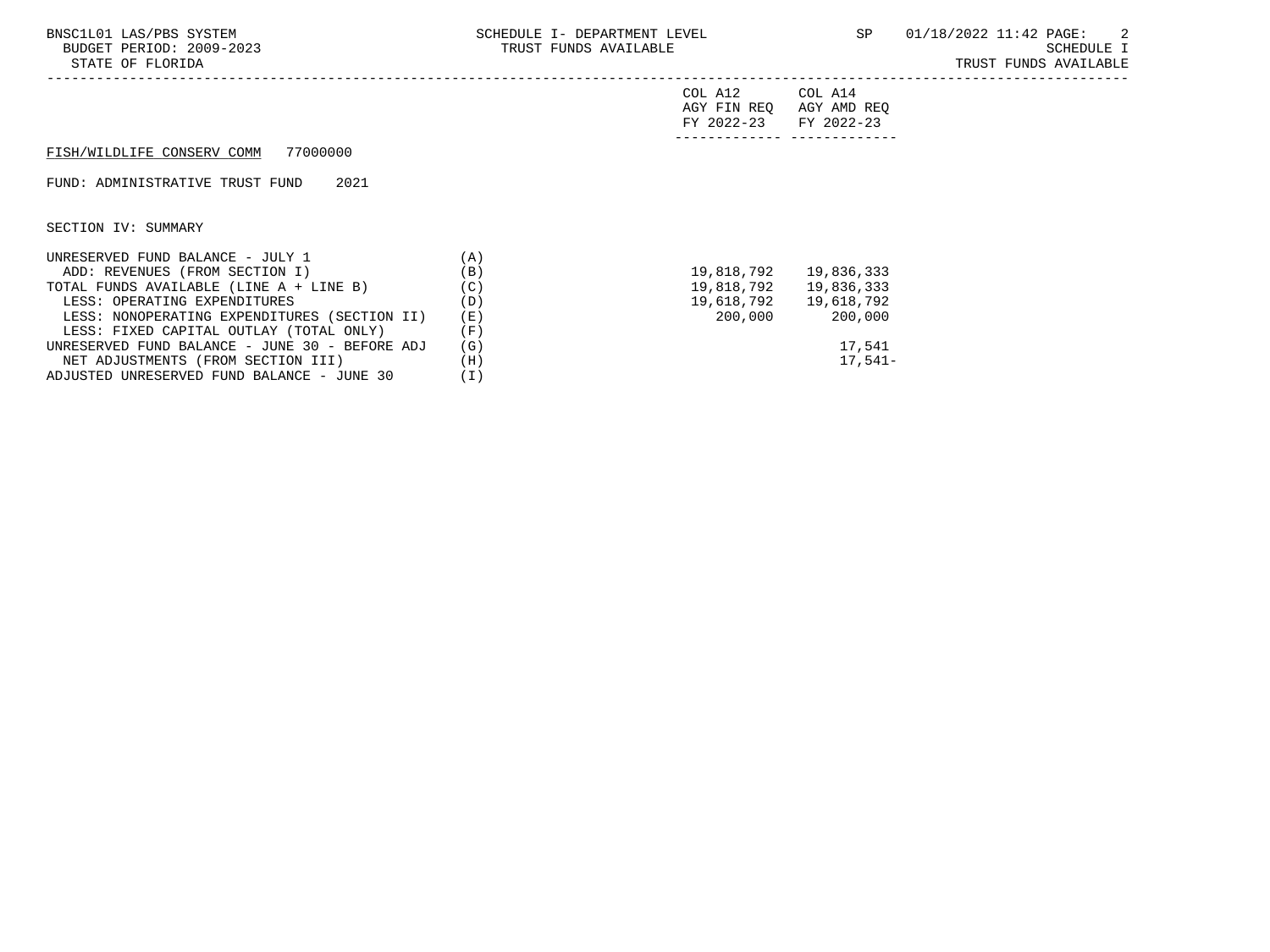FISH/WILDLIFE CONSERV COMM 77000000

FUND: ADMINISTRATIVE TRUST FUND 2021

SECTION IV: SUMMARY

| | | COL A12 AGY FIN REQ FY 2022-23 | COL A14 AGY AMD REQ FY 2022-23 |
|---|---|---|---|
| UNRESERVED FUND BALANCE - JULY 1 | (A) | | |
| ADD: REVENUES (FROM SECTION I) | (B) | 19,818,792 | 19,836,333 |
| TOTAL FUNDS AVAILABLE (LINE A + LINE B) | (C) | 19,818,792 | 19,836,333 |
| LESS: OPERATING EXPENDITURES | (D) | 19,618,792 | 19,618,792 |
| LESS: NONOPERATING EXPENDITURES (SECTION II) | (E) | 200,000 | 200,000 |
| LESS: FIXED CAPITAL OUTLAY (TOTAL ONLY) | (F) | | |
| UNRESERVED FUND BALANCE - JUNE 30 - BEFORE ADJ | (G) | | 17,541 |
| NET ADJUSTMENTS (FROM SECTION III) | (H) | | 17,541- |
| ADJUSTED UNRESERVED FUND BALANCE - JUNE 30 | (I) | | |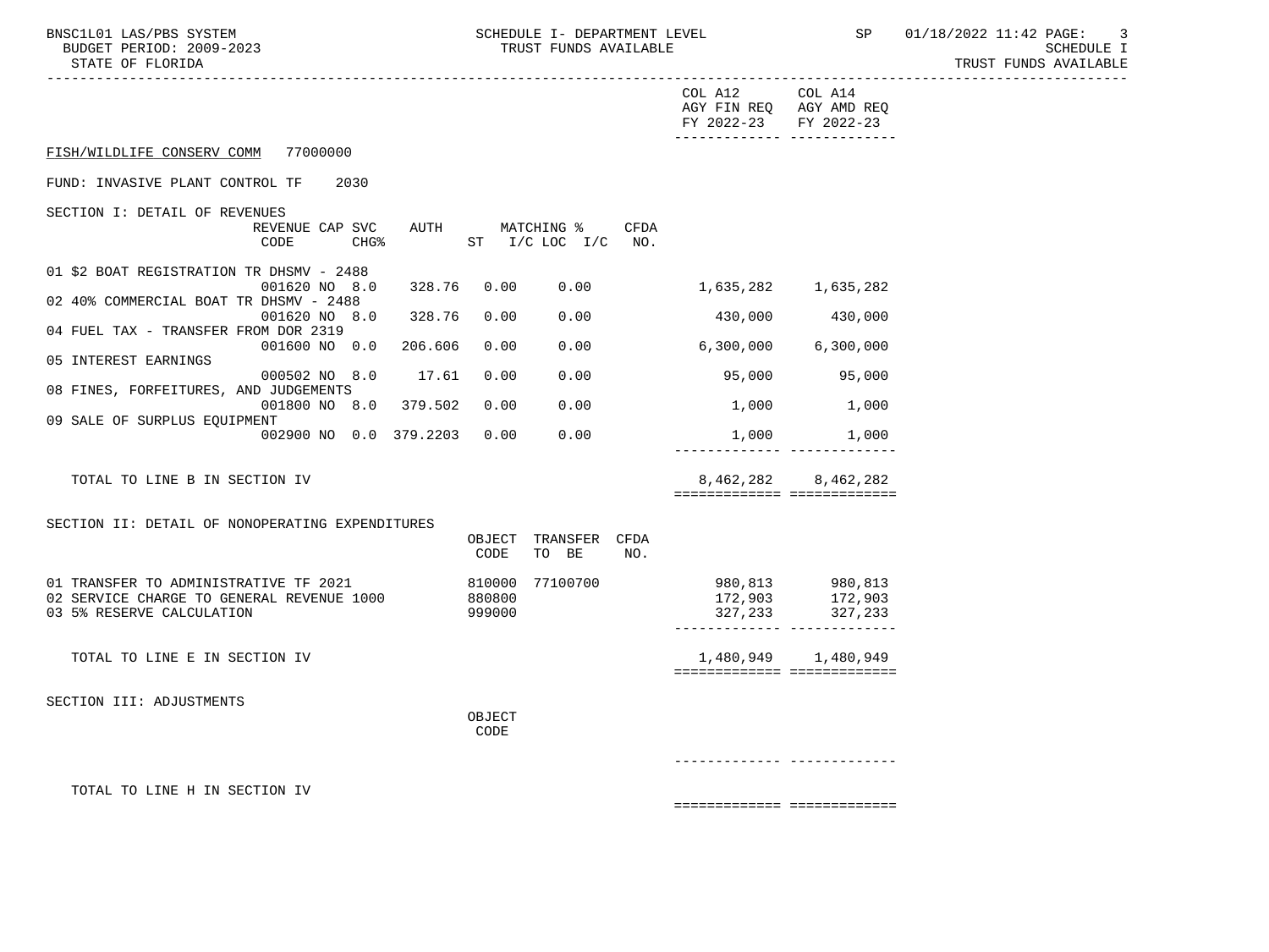FISH/WILDLIFE CONSERV COMM 77000000

FUND: INVASIVE PLANT CONTROL TF 2030

SECTION I: DETAIL OF REVENUES

| | REVENUE CODE | CAP | SVC CHG% | AUTH | MATCHING % ST | I/C LOC | I/C | CFDA NO. | COL A12 AGY FIN REQ FY 2022-23 | COL A14 AGY AMD REQ FY 2022-23 |
|---|---|---|---|---|---|---|---|---|---|---|
| 01 $2 BOAT REGISTRATION TR DHSMV - 2488 | 001620 | NO | 8.0 | 328.76 | 0.00 | 0.00 | | | 1,635,282 | 1,635,282 |
| 02 40% COMMERCIAL BOAT TR DHSMV - 2488 | 001620 | NO | 8.0 | 328.76 | 0.00 | 0.00 | | | 430,000 | 430,000 |
| 04 FUEL TAX - TRANSFER FROM DOR 2319 | 001600 | NO | 0.0 | 206.606 | 0.00 | 0.00 | | | 6,300,000 | 6,300,000 |
| 05 INTEREST EARNINGS | 000502 | NO | 8.0 | 17.61 | 0.00 | 0.00 | | | 95,000 | 95,000 |
| 08 FINES, FORFEITURES, AND JUDGEMENTS | 001800 | NO | 8.0 | 379.502 | 0.00 | 0.00 | | | 1,000 | 1,000 |
| 09 SALE OF SURPLUS EQUIPMENT | 002900 | NO | 0.0 | 379.2203 | 0.00 | 0.00 | | | 1,000 | 1,000 |
| TOTAL TO LINE B IN SECTION IV | | | | | | | | | 8,462,282 | 8,462,282 |

SECTION II: DETAIL OF NONOPERATING EXPENDITURES

| | OBJECT CODE | TRANSFER TO BE | CFDA NO. | COL A12 AGY FIN REQ FY 2022-23 | COL A14 AGY AMD REQ FY 2022-23 |
|---|---|---|---|---|---|
| 01 TRANSFER TO ADMINISTRATIVE TF 2021 | 810000 | 77100700 | | 980,813 | 980,813 |
| 02 SERVICE CHARGE TO GENERAL REVENUE 1000 | 880800 | | | 172,903 | 172,903 |
| 03 5% RESERVE CALCULATION | 999000 | | | 327,233 | 327,233 |
| TOTAL TO LINE E IN SECTION IV | | | | 1,480,949 | 1,480,949 |

SECTION III: ADJUSTMENTS

| | OBJECT CODE | COL A12 AGY FIN REQ FY 2022-23 | COL A14 AGY AMD REQ FY 2022-23 |
|---|---|---|---|
| TOTAL TO LINE H IN SECTION IV | | | |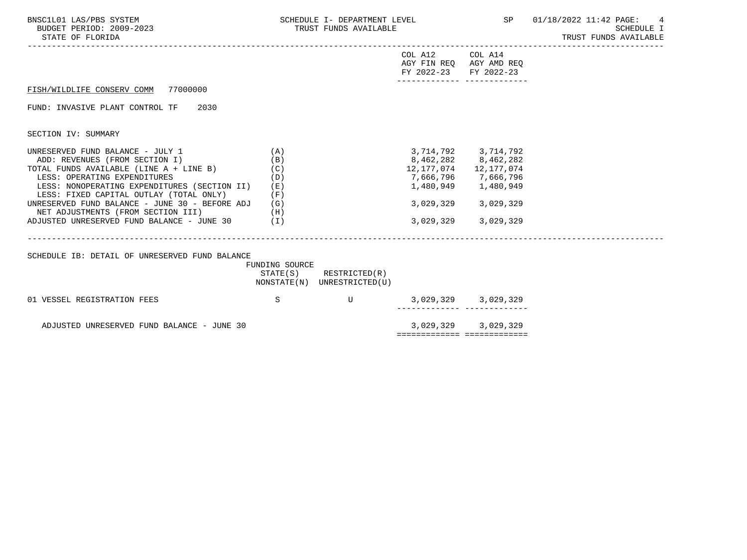FISH/WILDLIFE CONSERV COMM 77000000

FUND: INVASIVE PLANT CONTROL TF 2030

SECTION IV: SUMMARY

| | | COL A12 AGY FIN REQ FY 2022-23 | COL A14 AGY AMD REQ FY 2022-23 |
|---|---|---|---|
| UNRESERVED FUND BALANCE - JULY 1 | (A) | 3,714,792 | 3,714,792 |
| ADD: REVENUES (FROM SECTION I) | (B) | 8,462,282 | 8,462,282 |
| TOTAL FUNDS AVAILABLE (LINE A + LINE B) | (C) | 12,177,074 | 12,177,074 |
| LESS: OPERATING EXPENDITURES | (D) | 7,666,796 | 7,666,796 |
| LESS: NONOPERATING EXPENDITURES (SECTION II) | (E) | 1,480,949 | 1,480,949 |
| LESS: FIXED CAPITAL OUTLAY (TOTAL ONLY) | (F) | | |
| UNRESERVED FUND BALANCE - JUNE 30 - BEFORE ADJ | (G) | 3,029,329 | 3,029,329 |
| NET ADJUSTMENTS (FROM SECTION III) | (H) | | |
| ADJUSTED UNRESERVED FUND BALANCE - JUNE 30 | (I) | 3,029,329 | 3,029,329 |

SCHEDULE IB: DETAIL OF UNRESERVED FUND BALANCE

| | FUNDING SOURCE STATE(S) NONSTATE(N) | RESTRICTED(R) UNRESTRICTED(U) | COL A12 AGY FIN REQ FY 2022-23 | COL A14 AGY AMD REQ FY 2022-23 |
|---|---|---|---|---|
| 01 VESSEL REGISTRATION FEES | S | U | 3,029,329 | 3,029,329 |
| ADJUSTED UNRESERVED FUND BALANCE - JUNE 30 | | | 3,029,329 | 3,029,329 |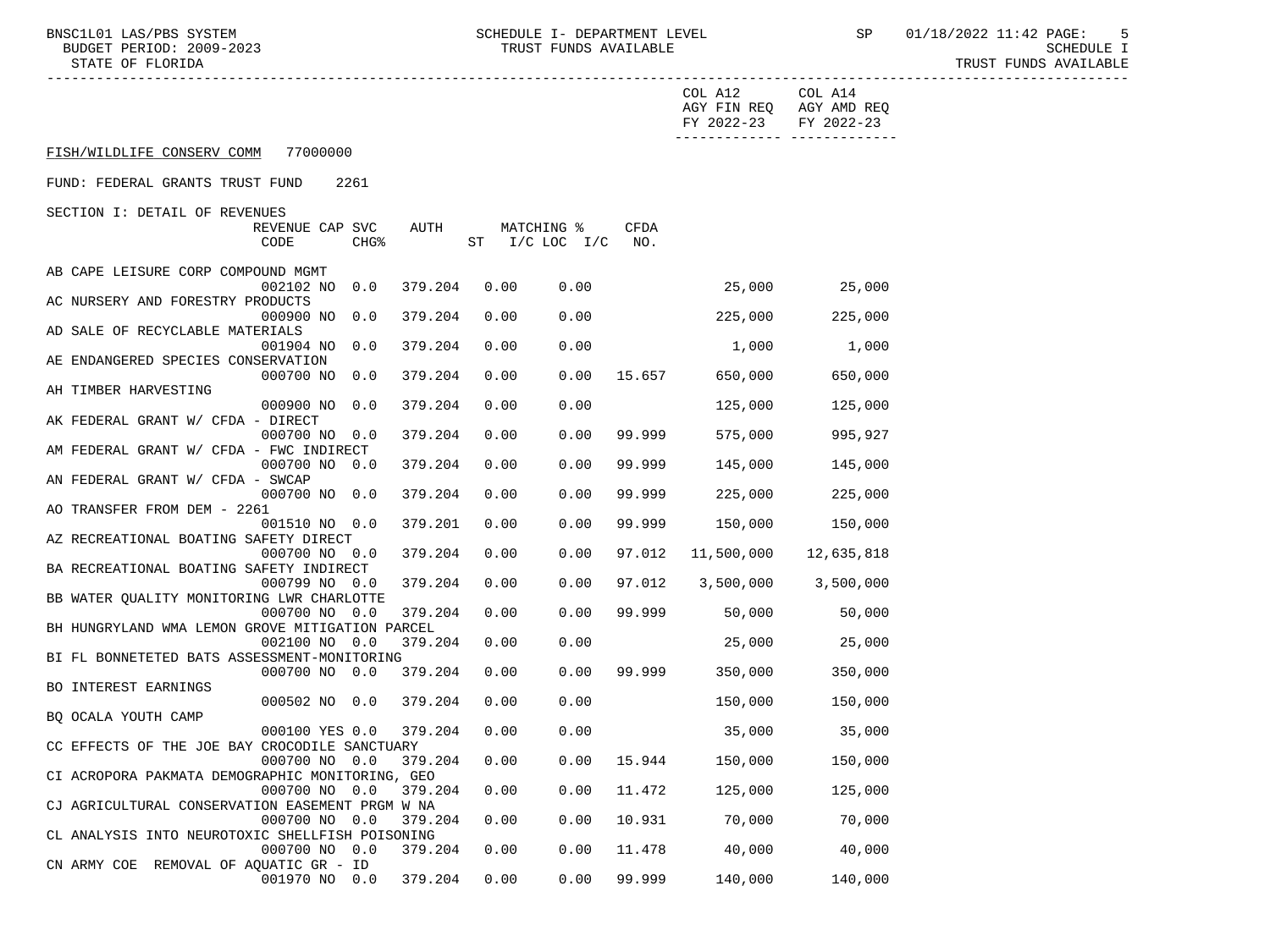FISH/WILDLIFE CONSERV COMM 77000000

FUND: FEDERAL GRANTS TRUST FUND 2261

SECTION I: DETAIL OF REVENUES

| | REVENUE CODE | CAP | SVC CHG% | AUTH | MATCHING % ST | I/C LOC | CFDA NO. | COL A12 AGY FIN REQ FY 2022-23 | COL A14 AGY AMD REQ FY 2022-23 |
|---|---|---|---|---|---|---|---|---|---|
| AB CAPE LEISURE CORP COMPOUND MGMT | 002102 | NO | 0.0 | 379.204 | 0.00 | 0.00 | | 25,000 | 25,000 |
| AC NURSERY AND FORESTRY PRODUCTS | 000900 | NO | 0.0 | 379.204 | 0.00 | 0.00 | | 225,000 | 225,000 |
| AD SALE OF RECYCLABLE MATERIALS | 001904 | NO | 0.0 | 379.204 | 0.00 | 0.00 | | 1,000 | 1,000 |
| AE ENDANGERED SPECIES CONSERVATION | 000700 | NO | 0.0 | 379.204 | 0.00 | 0.00 | 15.657 | 650,000 | 650,000 |
| AH TIMBER HARVESTING | 000900 | NO | 0.0 | 379.204 | 0.00 | 0.00 | | 125,000 | 125,000 |
| AK FEDERAL GRANT W/ CFDA - DIRECT | 000700 | NO | 0.0 | 379.204 | 0.00 | 0.00 | 99.999 | 575,000 | 995,927 |
| AM FEDERAL GRANT W/ CFDA - FWC INDIRECT | 000700 | NO | 0.0 | 379.204 | 0.00 | 0.00 | 99.999 | 145,000 | 145,000 |
| AN FEDERAL GRANT W/ CFDA - SWCAP | 000700 | NO | 0.0 | 379.204 | 0.00 | 0.00 | 99.999 | 225,000 | 225,000 |
| AO TRANSFER FROM DEM - 2261 | 001510 | NO | 0.0 | 379.201 | 0.00 | 0.00 | 99.999 | 150,000 | 150,000 |
| AZ RECREATIONAL BOATING SAFETY DIRECT | 000700 | NO | 0.0 | 379.204 | 0.00 | 0.00 | 97.012 | 11,500,000 | 12,635,818 |
| BA RECREATIONAL BOATING SAFETY INDIRECT | 000799 | NO | 0.0 | 379.204 | 0.00 | 0.00 | 97.012 | 3,500,000 | 3,500,000 |
| BB WATER QUALITY MONITORING LWR CHARLOTTE | 000700 | NO | 0.0 | 379.204 | 0.00 | 0.00 | 99.999 | 50,000 | 50,000 |
| BH HUNGRYLAND WMA LEMON GROVE MITIGATION PARCEL | 002100 | NO | 0.0 | 379.204 | 0.00 | 0.00 | | 25,000 | 25,000 |
| BI FL BONNETETED BATS ASSESSMENT-MONITORING | 000700 | NO | 0.0 | 379.204 | 0.00 | 0.00 | 99.999 | 350,000 | 350,000 |
| BO INTEREST EARNINGS | 000502 | NO | 0.0 | 379.204 | 0.00 | 0.00 | | 150,000 | 150,000 |
| BQ OCALA YOUTH CAMP | 000100 | YES | 0.0 | 379.204 | 0.00 | 0.00 | | 35,000 | 35,000 |
| CC EFFECTS OF THE JOE BAY CROCODILE SANCTUARY | 000700 | NO | 0.0 | 379.204 | 0.00 | 0.00 | 15.944 | 150,000 | 150,000 |
| CI ACROPORA PAKMATA DEMOGRAPHIC MONITORING, GEO | 000700 | NO | 0.0 | 379.204 | 0.00 | 0.00 | 11.472 | 125,000 | 125,000 |
| CJ AGRICULTURAL CONSERVATION EASEMENT PRGM W NA | 000700 | NO | 0.0 | 379.204 | 0.00 | 0.00 | 10.931 | 70,000 | 70,000 |
| CL ANALYSIS INTO NEUROTOXIC SHELLFISH POISONING | 000700 | NO | 0.0 | 379.204 | 0.00 | 0.00 | 11.478 | 40,000 | 40,000 |
| CN ARMY COE REMOVAL OF AQUATIC GR - ID | 001970 | NO | 0.0 | 379.204 | 0.00 | 0.00 | 99.999 | 140,000 | 140,000 |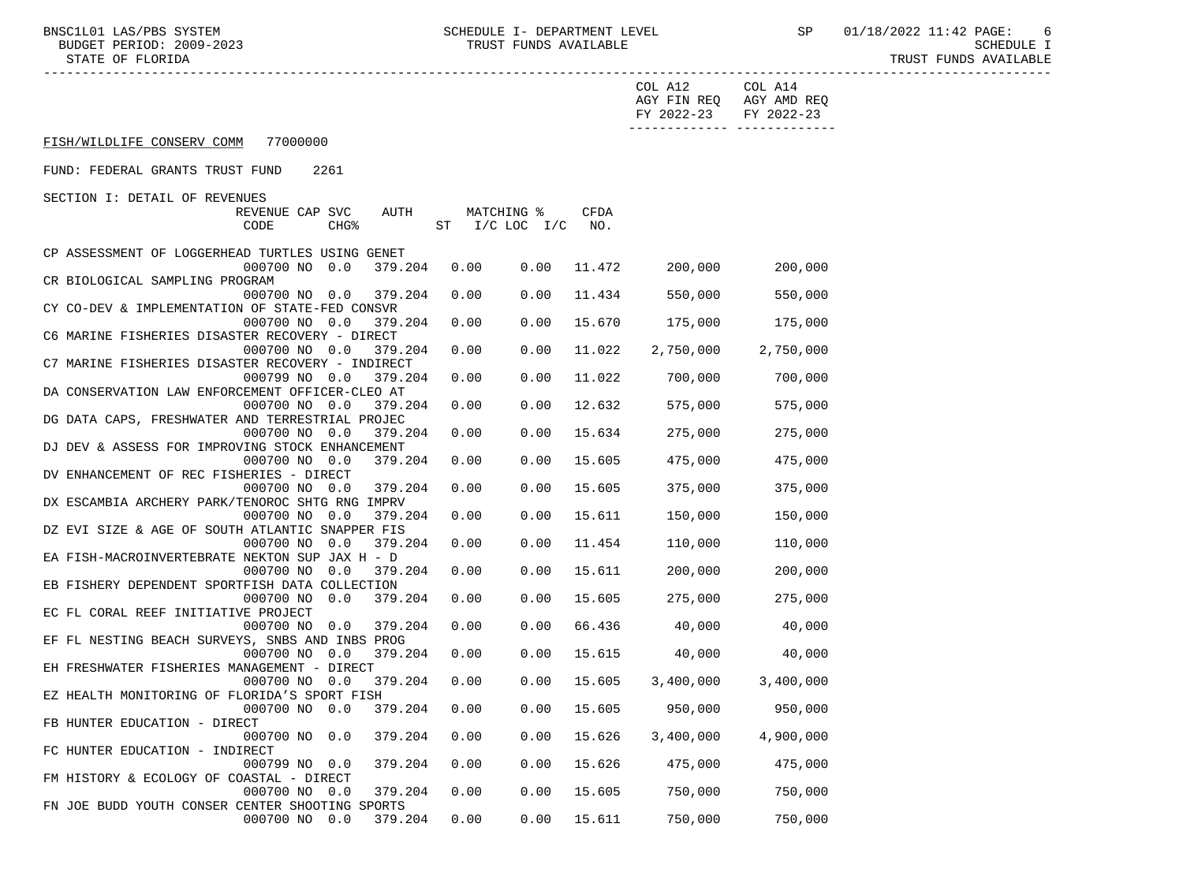BNSC1L01 LAS/PBS SYSTEM — SCHEDULE I- DEPARTMENT LEVEL — SP 01/18/2022 11:42

BUDGET PERIOD: 2009-2023 — TRUST FUNDS AVAILABLE — SCHEDULE I

STATE OF FLORIDA — TRUST FUNDS AVAILABLE

FISH/WILDLIFE CONSERV COMM 77000000

FUND: FEDERAL GRANTS TRUST FUND 2261

SECTION I: DETAIL OF REVENUES

| Description | REVENUE CODE | CAP CHG% | SVC | AUTH | MATCHING % ST | I/C LOC I/C | CFDA NO. | COL A12 AGY FIN REQ FY 2022-23 | COL A14 AGY AMD REQ FY 2022-23 |
|---|---|---|---|---|---|---|---|---|---|
| CP ASSESSMENT OF LOGGERHEAD TURTLES USING GENET | 000700 | NO | 0.0 | 379.204 | 0.00 | 0.00 | 11.472 | 200,000 | 200,000 |
| CR BIOLOGICAL SAMPLING PROGRAM | 000700 | NO | 0.0 | 379.204 | 0.00 | 0.00 | 11.434 | 550,000 | 550,000 |
| CY CO-DEV & IMPLEMENTATION OF STATE-FED CONSVR | 000700 | NO | 0.0 | 379.204 | 0.00 | 0.00 | 15.670 | 175,000 | 175,000 |
| C6 MARINE FISHERIES DISASTER RECOVERY - DIRECT | 000700 | NO | 0.0 | 379.204 | 0.00 | 0.00 | 11.022 | 2,750,000 | 2,750,000 |
| C7 MARINE FISHERIES DISASTER RECOVERY - INDIRECT | 000799 | NO | 0.0 | 379.204 | 0.00 | 0.00 | 11.022 | 700,000 | 700,000 |
| DA CONSERVATION LAW ENFORCEMENT OFFICER-CLEO AT | 000700 | NO | 0.0 | 379.204 | 0.00 | 0.00 | 12.632 | 575,000 | 575,000 |
| DG DATA CAPS, FRESHWATER AND TERRESTRIAL PROJEC | 000700 | NO | 0.0 | 379.204 | 0.00 | 0.00 | 15.634 | 275,000 | 275,000 |
| DJ DEV & ASSESS FOR IMPROVING STOCK ENHANCEMENT | 000700 | NO | 0.0 | 379.204 | 0.00 | 0.00 | 15.605 | 475,000 | 475,000 |
| DV ENHANCEMENT OF REC FISHERIES - DIRECT | 000700 | NO | 0.0 | 379.204 | 0.00 | 0.00 | 15.605 | 375,000 | 375,000 |
| DX ESCAMBIA ARCHERY PARK/TENOROC SHTG RNG IMPRV | 000700 | NO | 0.0 | 379.204 | 0.00 | 0.00 | 15.611 | 150,000 | 150,000 |
| DZ EVI SIZE & AGE OF SOUTH ATLANTIC SNAPPER FIS | 000700 | NO | 0.0 | 379.204 | 0.00 | 0.00 | 11.454 | 110,000 | 110,000 |
| EA FISH-MACROINVERTEBRATE NEKTON SUP JAX H - D | 000700 | NO | 0.0 | 379.204 | 0.00 | 0.00 | 15.611 | 200,000 | 200,000 |
| EB FISHERY DEPENDENT SPORTFISH DATA COLLECTION | 000700 | NO | 0.0 | 379.204 | 0.00 | 0.00 | 15.605 | 275,000 | 275,000 |
| EC FL CORAL REEF INITIATIVE PROJECT | 000700 | NO | 0.0 | 379.204 | 0.00 | 0.00 | 66.436 | 40,000 | 40,000 |
| EF FL NESTING BEACH SURVEYS, SNBS AND INBS PROG | 000700 | NO | 0.0 | 379.204 | 0.00 | 0.00 | 15.615 | 40,000 | 40,000 |
| EH FRESHWATER FISHERIES MANAGEMENT - DIRECT | 000700 | NO | 0.0 | 379.204 | 0.00 | 0.00 | 15.605 | 3,400,000 | 3,400,000 |
| EZ HEALTH MONITORING OF FLORIDA'S SPORT FISH | 000700 | NO | 0.0 | 379.204 | 0.00 | 0.00 | 15.605 | 950,000 | 950,000 |
| FB HUNTER EDUCATION - DIRECT | 000700 | NO | 0.0 | 379.204 | 0.00 | 0.00 | 15.626 | 3,400,000 | 4,900,000 |
| FC HUNTER EDUCATION - INDIRECT | 000799 | NO | 0.0 | 379.204 | 0.00 | 0.00 | 15.626 | 475,000 | 475,000 |
| FM HISTORY & ECOLOGY OF COASTAL - DIRECT | 000700 | NO | 0.0 | 379.204 | 0.00 | 0.00 | 15.605 | 750,000 | 750,000 |
| FN JOE BUDD YOUTH CONSER CENTER SHOOTING SPORTS | 000700 | NO | 0.0 | 379.204 | 0.00 | 0.00 | 15.611 | 750,000 | 750,000 |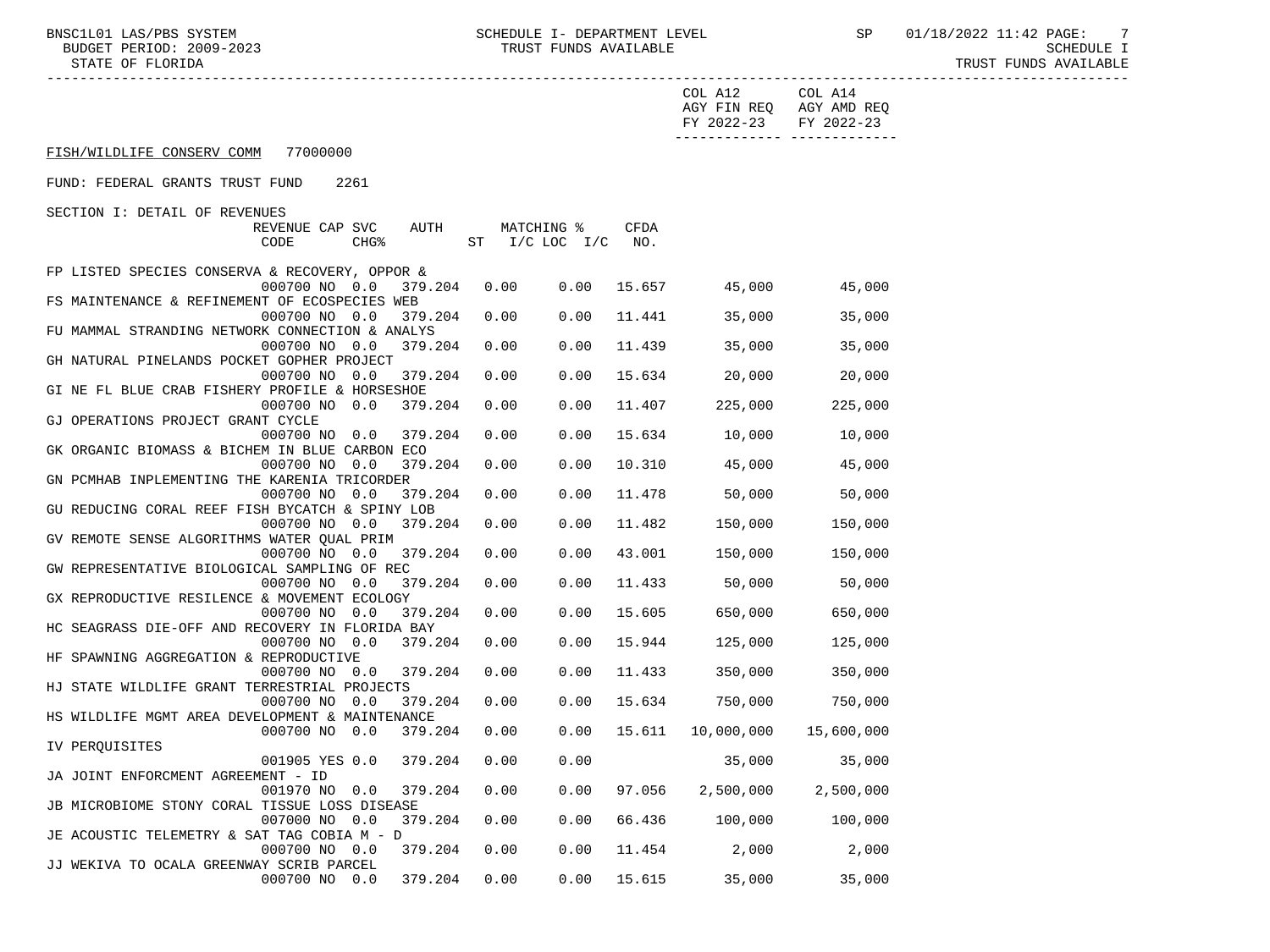COL A12 AGY FIN REQ FY 2022-23 | COL A14 AGY AMD REQ FY 2022-23

FISH/WILDLIFE CONSERV COMM 77000000

FUND: FEDERAL GRANTS TRUST FUND 2261

SECTION I: DETAIL OF REVENUES

| Description | REVENUE CODE | CAP | SVC CHG% | AUTH ST | MATCHING % I/C | LOC I/C | CFDA NO. | COL A12 AGY FIN REQ FY 2022-23 | COL A14 AGY AMD REQ FY 2022-23 |
|---|---|---|---|---|---|---|---|---|---|
| FP LISTED SPECIES CONSERVA & RECOVERY, OPPOR & | 000700 | NO | 0.0 | 379.204 | 0.00 | 0.00 | 15.657 | 45,000 | 45,000 |
| FS MAINTENANCE & REFINEMENT OF ECOSPECIES WEB | 000700 | NO | 0.0 | 379.204 | 0.00 | 0.00 | 11.441 | 35,000 | 35,000 |
| FU MAMMAL STRANDING NETWORK CONNECTION & ANALYS | 000700 | NO | 0.0 | 379.204 | 0.00 | 0.00 | 11.439 | 35,000 | 35,000 |
| GH NATURAL PINELANDS POCKET GOPHER PROJECT | 000700 | NO | 0.0 | 379.204 | 0.00 | 0.00 | 15.634 | 20,000 | 20,000 |
| GI NE FL BLUE CRAB FISHERY PROFILE & HORSESHOE | 000700 | NO | 0.0 | 379.204 | 0.00 | 0.00 | 11.407 | 225,000 | 225,000 |
| GJ OPERATIONS PROJECT GRANT CYCLE | 000700 | NO | 0.0 | 379.204 | 0.00 | 0.00 | 15.634 | 10,000 | 10,000 |
| GK ORGANIC BIOMASS & BICHEM IN BLUE CARBON ECO | 000700 | NO | 0.0 | 379.204 | 0.00 | 0.00 | 10.310 | 45,000 | 45,000 |
| GN PCMHAB INPLEMENTING THE KARENIA TRICORDER | 000700 | NO | 0.0 | 379.204 | 0.00 | 0.00 | 11.478 | 50,000 | 50,000 |
| GU REDUCING CORAL REEF FISH BYCATCH & SPINY LOB | 000700 | NO | 0.0 | 379.204 | 0.00 | 0.00 | 11.482 | 150,000 | 150,000 |
| GV REMOTE SENSE ALGORITHMS WATER QUAL PRIM | 000700 | NO | 0.0 | 379.204 | 0.00 | 0.00 | 43.001 | 150,000 | 150,000 |
| GW REPRESENTATIVE BIOLOGICAL SAMPLING OF REC | 000700 | NO | 0.0 | 379.204 | 0.00 | 0.00 | 11.433 | 50,000 | 50,000 |
| GX REPRODUCTIVE RESILENCE & MOVEMENT ECOLOGY | 000700 | NO | 0.0 | 379.204 | 0.00 | 0.00 | 15.605 | 650,000 | 650,000 |
| HC SEAGRASS DIE-OFF AND RECOVERY IN FLORIDA BAY | 000700 | NO | 0.0 | 379.204 | 0.00 | 0.00 | 15.944 | 125,000 | 125,000 |
| HF SPAWNING AGGREGATION & REPRODUCTIVE | 000700 | NO | 0.0 | 379.204 | 0.00 | 0.00 | 11.433 | 350,000 | 350,000 |
| HJ STATE WILDLIFE GRANT TERRESTRIAL PROJECTS | 000700 | NO | 0.0 | 379.204 | 0.00 | 0.00 | 15.634 | 750,000 | 750,000 |
| HS WILDLIFE MGMT AREA DEVELOPMENT & MAINTENANCE | 000700 | NO | 0.0 | 379.204 | 0.00 | 0.00 | 15.611 | 10,000,000 | 15,600,000 |
| IV PERQUISITES | 001905 | YES | 0.0 | 379.204 | 0.00 | 0.00 | | 35,000 | 35,000 |
| JA JOINT ENFORCMENT AGREEMENT - ID | 001970 | NO | 0.0 | 379.204 | 0.00 | 0.00 | 97.056 | 2,500,000 | 2,500,000 |
| JB MICROBIOME STONY CORAL TISSUE LOSS DISEASE | 007000 | NO | 0.0 | 379.204 | 0.00 | 0.00 | 66.436 | 100,000 | 100,000 |
| JE ACOUSTIC TELEMETRY & SAT TAG COBIA M - D | 000700 | NO | 0.0 | 379.204 | 0.00 | 0.00 | 11.454 | 2,000 | 2,000 |
| JJ WEKIVA TO OCALA GREENWAY SCRIB PARCEL | 000700 | NO | 0.0 | 379.204 | 0.00 | 0.00 | 15.615 | 35,000 | 35,000 |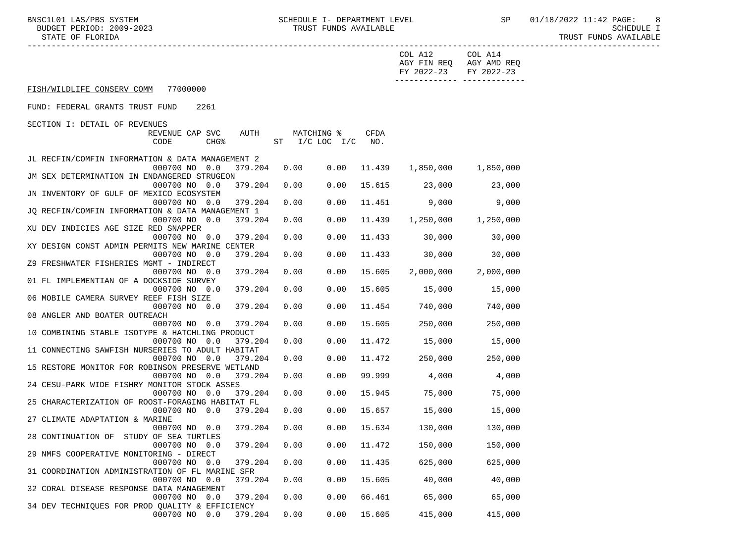FISH/WILDLIFE CONSERV COMM 77000000

FUND: FEDERAL GRANTS TRUST FUND 2261

SECTION I: DETAIL OF REVENUES

| | REVENUE CODE | CAP | SVC CHG% | AUTH | MATCHING % ST | I/C LOC | I/C | CFDA NO. | COL A12 AGY FIN REQ FY 2022-23 | COL A14 AGY AMD REQ FY 2022-23 |
|---|---|---|---|---|---|---|---|---|---|---|
| JL RECFIN/COMFIN INFORMATION & DATA MANAGEMENT 2 | 000700 | NO | 0.0 | 379.204 | 0.00 | | 0.00 | 11.439 | 1,850,000 | 1,850,000 |
| JM SEX DETERMINATION IN ENDANGERED STRUGEON | 000700 | NO | 0.0 | 379.204 | 0.00 | | 0.00 | 15.615 | 23,000 | 23,000 |
| JN INVENTORY OF GULF OF MEXICO ECOSYSTEM | 000700 | NO | 0.0 | 379.204 | 0.00 | | 0.00 | 11.451 | 9,000 | 9,000 |
| JQ RECFIN/COMFIN INFORMATION & DATA MANAGEMENT 1 | 000700 | NO | 0.0 | 379.204 | 0.00 | | 0.00 | 11.439 | 1,250,000 | 1,250,000 |
| XU DEV INDICIES AGE SIZE RED SNAPPER | 000700 | NO | 0.0 | 379.204 | 0.00 | | 0.00 | 11.433 | 30,000 | 30,000 |
| XY DESIGN CONST ADMIN PERMITS NEW MARINE CENTER | 000700 | NO | 0.0 | 379.204 | 0.00 | | 0.00 | 11.433 | 30,000 | 30,000 |
| Z9 FRESHWATER FISHERIES MGMT - INDIRECT | 000700 | NO | 0.0 | 379.204 | 0.00 | | 0.00 | 15.605 | 2,000,000 | 2,000,000 |
| 01 FL IMPLEMENTIAN OF A DOCKSIDE SURVEY | 000700 | NO | 0.0 | 379.204 | 0.00 | | 0.00 | 15.605 | 15,000 | 15,000 |
| 06 MOBILE CAMERA SURVEY REEF FISH SIZE | 000700 | NO | 0.0 | 379.204 | 0.00 | | 0.00 | 11.454 | 740,000 | 740,000 |
| 08 ANGLER AND BOATER OUTREACH | 000700 | NO | 0.0 | 379.204 | 0.00 | | 0.00 | 15.605 | 250,000 | 250,000 |
| 10 COMBINING STABLE ISOTYPE & HATCHLING PRODUCT | 000700 | NO | 0.0 | 379.204 | 0.00 | | 0.00 | 11.472 | 15,000 | 15,000 |
| 11 CONNECTING SAWFISH NURSERIES TO ADULT HABITAT | 000700 | NO | 0.0 | 379.204 | 0.00 | | 0.00 | 11.472 | 250,000 | 250,000 |
| 15 RESTORE MONITOR FOR ROBINSON PRESERVE WETLAND | 000700 | NO | 0.0 | 379.204 | 0.00 | | 0.00 | 99.999 | 4,000 | 4,000 |
| 24 CESU-PARK WIDE FISHRY MONITOR STOCK ASSES | 000700 | NO | 0.0 | 379.204 | 0.00 | | 0.00 | 15.945 | 75,000 | 75,000 |
| 25 CHARACTERIZATION OF ROOST-FORAGING HABITAT FL | 000700 | NO | 0.0 | 379.204 | 0.00 | | 0.00 | 15.657 | 15,000 | 15,000 |
| 27 CLIMATE ADAPTATION & MARINE | 000700 | NO | 0.0 | 379.204 | 0.00 | | 0.00 | 15.634 | 130,000 | 130,000 |
| 28 CONTINUATION OF STUDY OF SEA TURTLES | 000700 | NO | 0.0 | 379.204 | 0.00 | | 0.00 | 11.472 | 150,000 | 150,000 |
| 29 NMFS COOPERATIVE MONITORING - DIRECT | 000700 | NO | 0.0 | 379.204 | 0.00 | | 0.00 | 11.435 | 625,000 | 625,000 |
| 31 COORDINATION ADMINISTRATION OF FL MARINE SFR | 000700 | NO | 0.0 | 379.204 | 0.00 | | 0.00 | 15.605 | 40,000 | 40,000 |
| 32 CORAL DISEASE RESPONSE DATA MANAGEMENT | 000700 | NO | 0.0 | 379.204 | 0.00 | | 0.00 | 66.461 | 65,000 | 65,000 |
| 34 DEV TECHNIQUES FOR PROD QUALITY & EFFICIENCY | 000700 | NO | 0.0 | 379.204 | 0.00 | | 0.00 | 15.605 | 415,000 | 415,000 |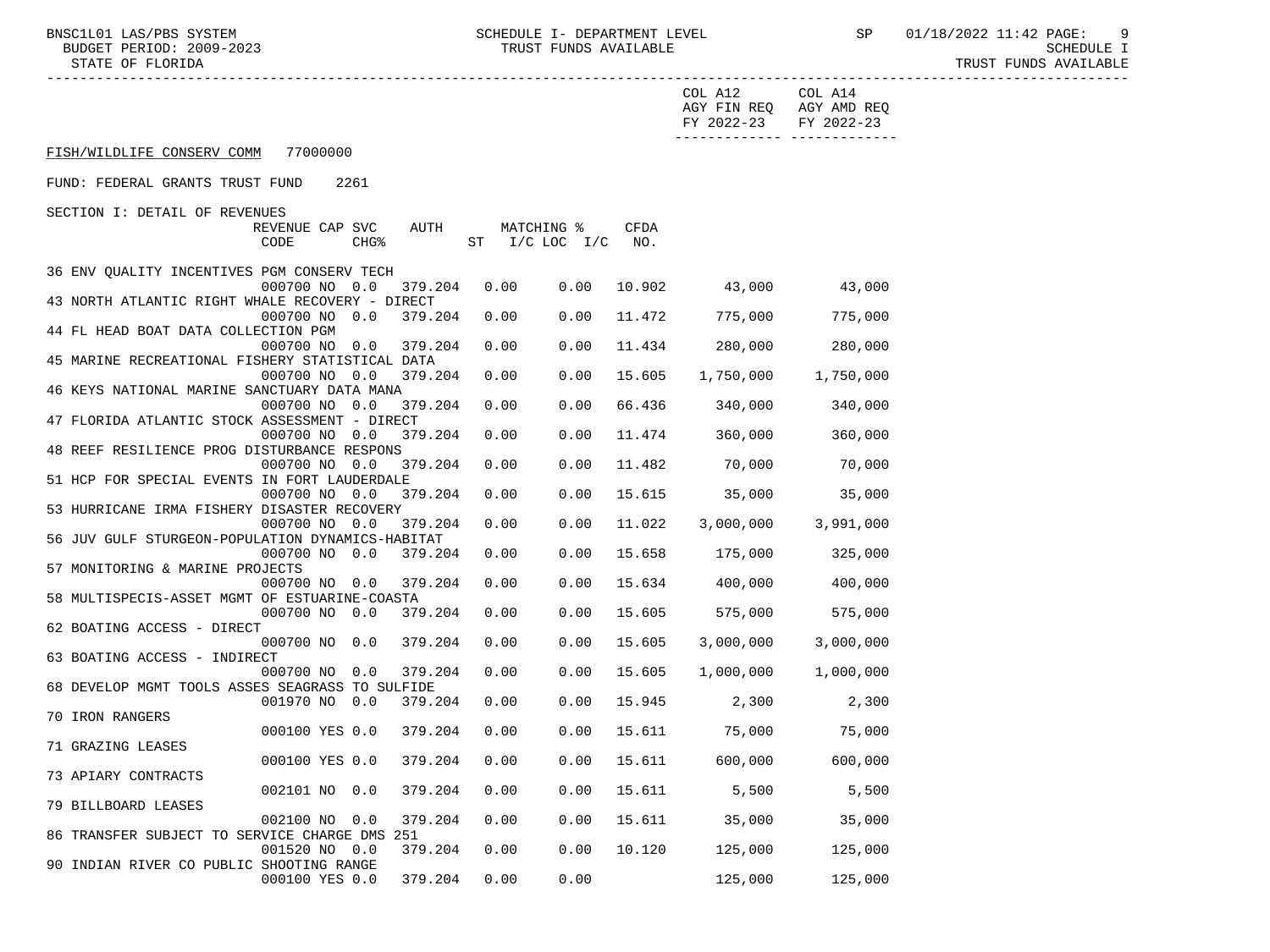SCHEDULE I- DEPARTMENT LEVEL
TRUST FUNDS AVAILABLE

SCHEDULE I
TRUST FUNDS AVAILABLE

FISH/WILDLIFE CONSERV COMM 77000000

FUND: FEDERAL GRANTS TRUST FUND 2261

SECTION I: DETAIL OF REVENUES

| | REVENUE CODE | CAP | SVC CHG% | AUTH | MATCHING % ST | I/C LOC I/C | CFDA NO. | COL A12 AGY FIN REQ FY 2022-23 | COL A14 AGY AMD REQ FY 2022-23 |
|---|---|---|---|---|---|---|---|---|---|
| 36 ENV QUALITY INCENTIVES PGM CONSERV TECH | 000700 | NO | 0.0 | 379.204 | 0.00 | 0.00 | 10.902 | 43,000 | 43,000 |
| 43 NORTH ATLANTIC RIGHT WHALE RECOVERY - DIRECT | 000700 | NO | 0.0 | 379.204 | 0.00 | 0.00 | 11.472 | 775,000 | 775,000 |
| 44 FL HEAD BOAT DATA COLLECTION PGM | 000700 | NO | 0.0 | 379.204 | 0.00 | 0.00 | 11.434 | 280,000 | 280,000 |
| 45 MARINE RECREATIONAL FISHERY STATISTICAL DATA | 000700 | NO | 0.0 | 379.204 | 0.00 | 0.00 | 15.605 | 1,750,000 | 1,750,000 |
| 46 KEYS NATIONAL MARINE SANCTUARY DATA MANA | 000700 | NO | 0.0 | 379.204 | 0.00 | 0.00 | 66.436 | 340,000 | 340,000 |
| 47 FLORIDA ATLANTIC STOCK ASSESSMENT - DIRECT | 000700 | NO | 0.0 | 379.204 | 0.00 | 0.00 | 11.474 | 360,000 | 360,000 |
| 48 REEF RESILIENCE PROG DISTURBANCE RESPONS | 000700 | NO | 0.0 | 379.204 | 0.00 | 0.00 | 11.482 | 70,000 | 70,000 |
| 51 HCP FOR SPECIAL EVENTS IN FORT LAUDERDALE | 000700 | NO | 0.0 | 379.204 | 0.00 | 0.00 | 15.615 | 35,000 | 35,000 |
| 53 HURRICANE IRMA FISHERY DISASTER RECOVERY | 000700 | NO | 0.0 | 379.204 | 0.00 | 0.00 | 11.022 | 3,000,000 | 3,991,000 |
| 56 JUV GULF STURGEON-POPULATION DYNAMICS-HABITAT | 000700 | NO | 0.0 | 379.204 | 0.00 | 0.00 | 15.658 | 175,000 | 325,000 |
| 57 MONITORING & MARINE PROJECTS | 000700 | NO | 0.0 | 379.204 | 0.00 | 0.00 | 15.634 | 400,000 | 400,000 |
| 58 MULTISPECIS-ASSET MGMT OF ESTUARINE-COASTA | 000700 | NO | 0.0 | 379.204 | 0.00 | 0.00 | 15.605 | 575,000 | 575,000 |
| 62 BOATING ACCESS - DIRECT | 000700 | NO | 0.0 | 379.204 | 0.00 | 0.00 | 15.605 | 3,000,000 | 3,000,000 |
| 63 BOATING ACCESS - INDIRECT | 000700 | NO | 0.0 | 379.204 | 0.00 | 0.00 | 15.605 | 1,000,000 | 1,000,000 |
| 68 DEVELOP MGMT TOOLS ASSES SEAGRASS TO SULFIDE | 001970 | NO | 0.0 | 379.204 | 0.00 | 0.00 | 15.945 | 2,300 | 2,300 |
| 70 IRON RANGERS | 000100 | YES | 0.0 | 379.204 | 0.00 | 0.00 | 15.611 | 75,000 | 75,000 |
| 71 GRAZING LEASES | 000100 | YES | 0.0 | 379.204 | 0.00 | 0.00 | 15.611 | 600,000 | 600,000 |
| 73 APIARY CONTRACTS | 002101 | NO | 0.0 | 379.204 | 0.00 | 0.00 | 15.611 | 5,500 | 5,500 |
| 79 BILLBOARD LEASES | 002100 | NO | 0.0 | 379.204 | 0.00 | 0.00 | 15.611 | 35,000 | 35,000 |
| 86 TRANSFER SUBJECT TO SERVICE CHARGE DMS 251 | 001520 | NO | 0.0 | 379.204 | 0.00 | 0.00 | 10.120 | 125,000 | 125,000 |
| 90 INDIAN RIVER CO PUBLIC SHOOTING RANGE | 000100 | YES | 0.0 | 379.204 | 0.00 | 0.00 | | 125,000 | 125,000 |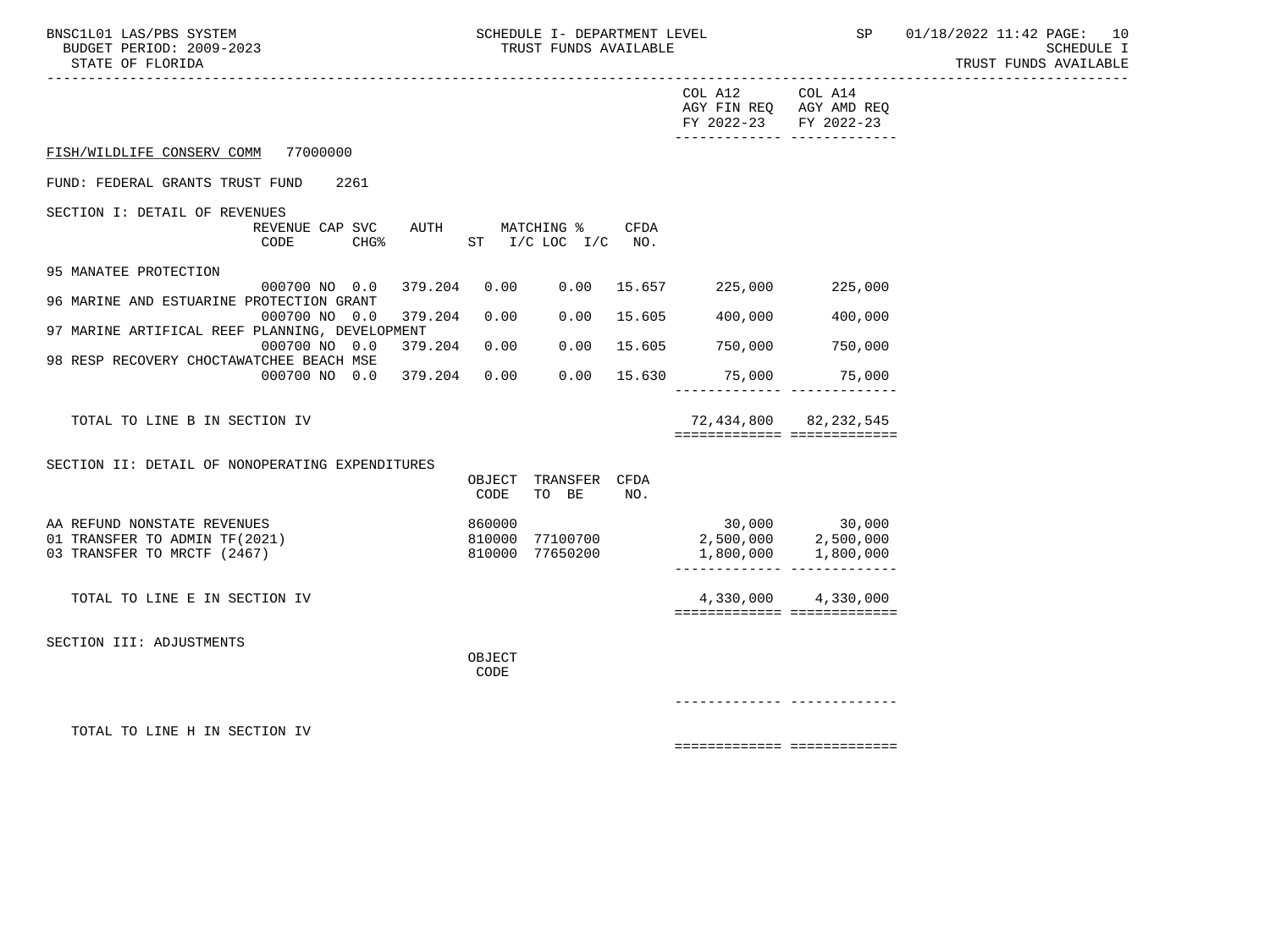FISH/WILDLIFE CONSERV COMM 77000000

FUND: FEDERAL GRANTS TRUST FUND 2261

SECTION I: DETAIL OF REVENUES

| | REVENUE CODE | CAP CHG% | SVC | AUTH ST | MATCHING % I/C | LOC I/C | CFDA NO. | COL A12 AGY FIN REQ FY 2022-23 | COL A14 AGY AMD REQ FY 2022-23 |
|---|---|---|---|---|---|---|---|---|---|
| 95 MANATEE PROTECTION | 000700 | NO | 0.0 | 379.204 | 0.00 | 0.00 | 15.657 | 225,000 | 225,000 |
| 96 MARINE AND ESTUARINE PROTECTION GRANT | 000700 | NO | 0.0 | 379.204 | 0.00 | 0.00 | 15.605 | 400,000 | 400,000 |
| 97 MARINE ARTIFICAL REEF PLANNING, DEVELOPMENT | 000700 | NO | 0.0 | 379.204 | 0.00 | 0.00 | 15.605 | 750,000 | 750,000 |
| 98 RESP RECOVERY CHOCTAWATCHEE BEACH MSE | 000700 | NO | 0.0 | 379.204 | 0.00 | 0.00 | 15.630 | 75,000 | 75,000 |
| TOTAL TO LINE B IN SECTION IV | | | | | | | | 72,434,800 | 82,232,545 |

SECTION II: DETAIL OF NONOPERATING EXPENDITURES

| | OBJECT CODE | TRANSFER TO BE | CFDA NO. | COL A12 AGY FIN REQ FY 2022-23 | COL A14 AGY AMD REQ FY 2022-23 |
|---|---|---|---|---|---|
| AA REFUND NONSTATE REVENUES | 860000 | | | 30,000 | 30,000 |
| 01 TRANSFER TO ADMIN TF(2021) | 810000 | 77100700 | | 2,500,000 | 2,500,000 |
| 03 TRANSFER TO MRCTF (2467) | 810000 | 77650200 | | 1,800,000 | 1,800,000 |
| TOTAL TO LINE E IN SECTION IV | | | | 4,330,000 | 4,330,000 |

SECTION III: ADJUSTMENTS

| | OBJECT CODE | COL A12 AGY FIN REQ FY 2022-23 | COL A14 AGY AMD REQ FY 2022-23 |
|---|---|---|---|
| TOTAL TO LINE H IN SECTION IV | | | |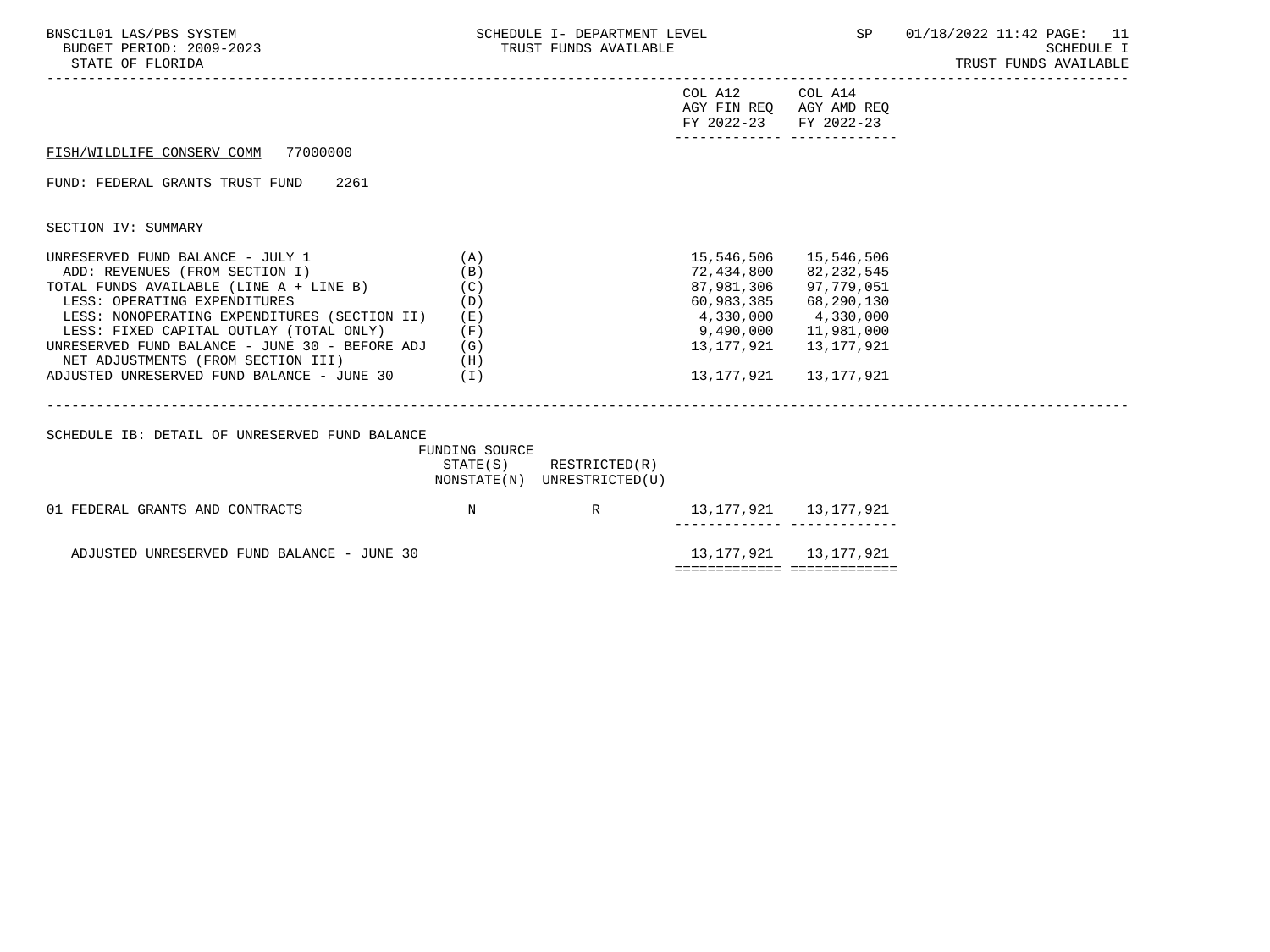SCHEDULE I- DEPARTMENT LEVEL
TRUST FUNDS AVAILABLE

SCHEDULE I
TRUST FUNDS AVAILABLE

FISH/WILDLIFE CONSERV COMM 77000000

FUND: FEDERAL GRANTS TRUST FUND 2261

SECTION IV: SUMMARY

| | | COL A12 AGY FIN REQ FY 2022-23 | COL A14 AGY AMD REQ FY 2022-23 |
|---|---|---|---|
| UNRESERVED FUND BALANCE - JULY 1 | (A) | 15,546,506 | 15,546,506 |
| ADD: REVENUES (FROM SECTION I) | (B) | 72,434,800 | 82,232,545 |
| TOTAL FUNDS AVAILABLE (LINE A + LINE B) | (C) | 87,981,306 | 97,779,051 |
| LESS: OPERATING EXPENDITURES | (D) | 60,983,385 | 68,290,130 |
| LESS: NONOPERATING EXPENDITURES (SECTION II) | (E) | 4,330,000 | 4,330,000 |
| LESS: FIXED CAPITAL OUTLAY (TOTAL ONLY) | (F) | 9,490,000 | 11,981,000 |
| UNRESERVED FUND BALANCE - JUNE 30 - BEFORE ADJ | (G) | 13,177,921 | 13,177,921 |
| NET ADJUSTMENTS (FROM SECTION III) | (H) | | |
| ADJUSTED UNRESERVED FUND BALANCE - JUNE 30 | (I) | 13,177,921 | 13,177,921 |

SCHEDULE IB: DETAIL OF UNRESERVED FUND BALANCE

| | FUNDING SOURCE STATE(S) NONSTATE(N) | RESTRICTED(R) UNRESTRICTED(U) | COL A12 AGY FIN REQ FY 2022-23 | COL A14 AGY AMD REQ FY 2022-23 |
|---|---|---|---|---|
| 01 FEDERAL GRANTS AND CONTRACTS | N | R | 13,177,921 | 13,177,921 |
| ADJUSTED UNRESERVED FUND BALANCE - JUNE 30 | | | 13,177,921 | 13,177,921 |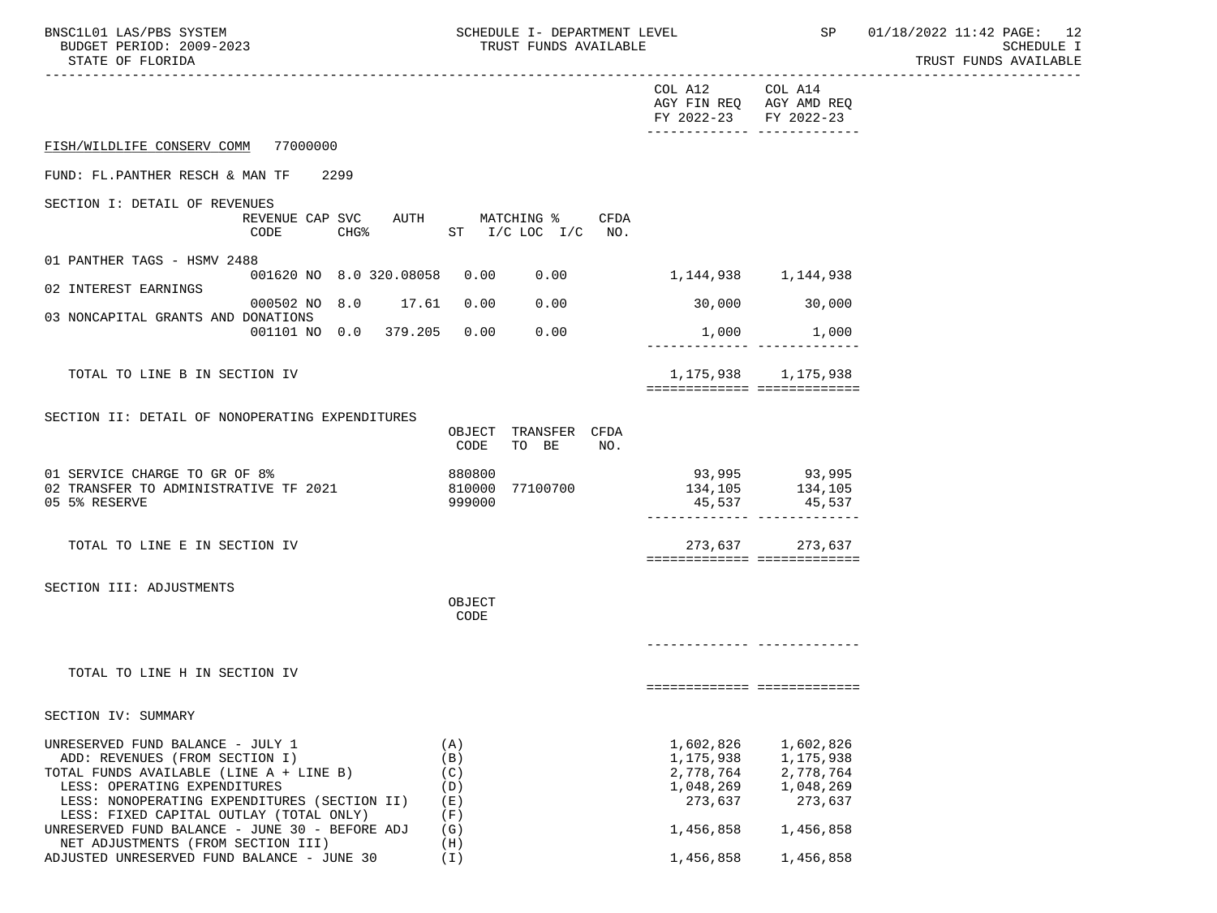BNSC1L01 LAS/PBS SYSTEM — SCHEDULE I- DEPARTMENT LEVEL — TRUST FUNDS AVAILABLE — SP 01/18/2022 11:42

BUDGET PERIOD: 2009-2023

STATE OF FLORIDA

SCHEDULE I — TRUST FUNDS AVAILABLE

**FISH/WILDLIFE CONSERV COMM 77000000**

**FUND: FL.PANTHER RESCH & MAN TF 2299**

## SECTION I: DETAIL OF REVENUES

| | REVENUE CODE | CAP | SVC CHG% | AUTH | MATCHING % ST | I/C LOC I/C | CFDA NO. | COL A12 AGY FIN REQ FY 2022-23 | COL A14 AGY AMD REQ FY 2022-23 |
|---|---|---|---|---|---|---|---|---|---|
| 01 PANTHER TAGS - HSMV 2488 | 001620 | NO | 8.0 | 320.08058 | 0.00 | 0.00 | | 1,144,938 | 1,144,938 |
| 02 INTEREST EARNINGS | 000502 | NO | 8.0 | 17.61 | 0.00 | 0.00 | | 30,000 | 30,000 |
| 03 NONCAPITAL GRANTS AND DONATIONS | 001101 | NO | 0.0 | 379.205 | 0.00 | 0.00 | | 1,000 | 1,000 |
| TOTAL TO LINE B IN SECTION IV | | | | | | | | 1,175,938 | 1,175,938 |

## SECTION II: DETAIL OF NONOPERATING EXPENDITURES

| | OBJECT CODE | TRANSFER TO BE | CFDA NO. | COL A12 AGY FIN REQ FY 2022-23 | COL A14 AGY AMD REQ FY 2022-23 |
|---|---|---|---|---|---|
| 01 SERVICE CHARGE TO GR OF 8% | 880800 | | | 93,995 | 93,995 |
| 02 TRANSFER TO ADMINISTRATIVE TF 2021 | 810000 | 77100700 | | 134,105 | 134,105 |
| 05 5% RESERVE | 999000 | | | 45,537 | 45,537 |
| TOTAL TO LINE E IN SECTION IV | | | | 273,637 | 273,637 |

## SECTION III: ADJUSTMENTS

| | OBJECT CODE | COL A12 AGY FIN REQ FY 2022-23 | COL A14 AGY AMD REQ FY 2022-23 |
|---|---|---|---|
| TOTAL TO LINE H IN SECTION IV | | | |

## SECTION IV: SUMMARY

| | | COL A12 AGY FIN REQ FY 2022-23 | COL A14 AGY AMD REQ FY 2022-23 |
|---|---|---|---|
| UNRESERVED FUND BALANCE - JULY 1 | (A) | 1,602,826 | 1,602,826 |
| ADD: REVENUES (FROM SECTION I) | (B) | 1,175,938 | 1,175,938 |
| TOTAL FUNDS AVAILABLE (LINE A + LINE B) | (C) | 2,778,764 | 2,778,764 |
| LESS: OPERATING EXPENDITURES | (D) | 1,048,269 | 1,048,269 |
| LESS: NONOPERATING EXPENDITURES (SECTION II) | (E) | 273,637 | 273,637 |
| LESS: FIXED CAPITAL OUTLAY (TOTAL ONLY) | (F) | | |
| UNRESERVED FUND BALANCE - JUNE 30 - BEFORE ADJ | (G) | 1,456,858 | 1,456,858 |
| NET ADJUSTMENTS (FROM SECTION III) | (H) | | |
| ADJUSTED UNRESERVED FUND BALANCE - JUNE 30 | (I) | 1,456,858 | 1,456,858 |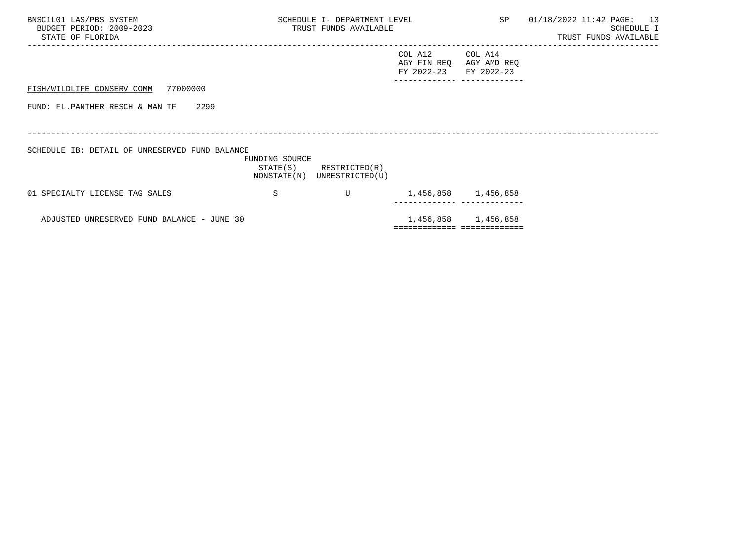BNSC1L01 LAS/PBS SYSTEM — SCHEDULE I- DEPARTMENT LEVEL — SP 01/18/2022 11:42

BUDGET PERIOD: 2009-2023 — TRUST FUNDS AVAILABLE — SCHEDULE I

STATE OF FLORIDA — TRUST FUNDS AVAILABLE

FISH/WILDLIFE CONSERV COMM 77000000

FUND: FL.PANTHER RESCH & MAN TF 2299

SCHEDULE IB: DETAIL OF UNRESERVED FUND BALANCE

| | FUNDING SOURCE STATE(S) NONSTATE(N) | RESTRICTED(R) UNRESTRICTED(U) | COL A12 AGY FIN REQ FY 2022-23 | COL A14 AGY AMD REQ FY 2022-23 |
|---|---|---|---|---|
| 01 SPECIALTY LICENSE TAG SALES | S | U | 1,456,858 | 1,456,858 |
| ADJUSTED UNRESERVED FUND BALANCE - JUNE 30 | | | 1,456,858 | 1,456,858 |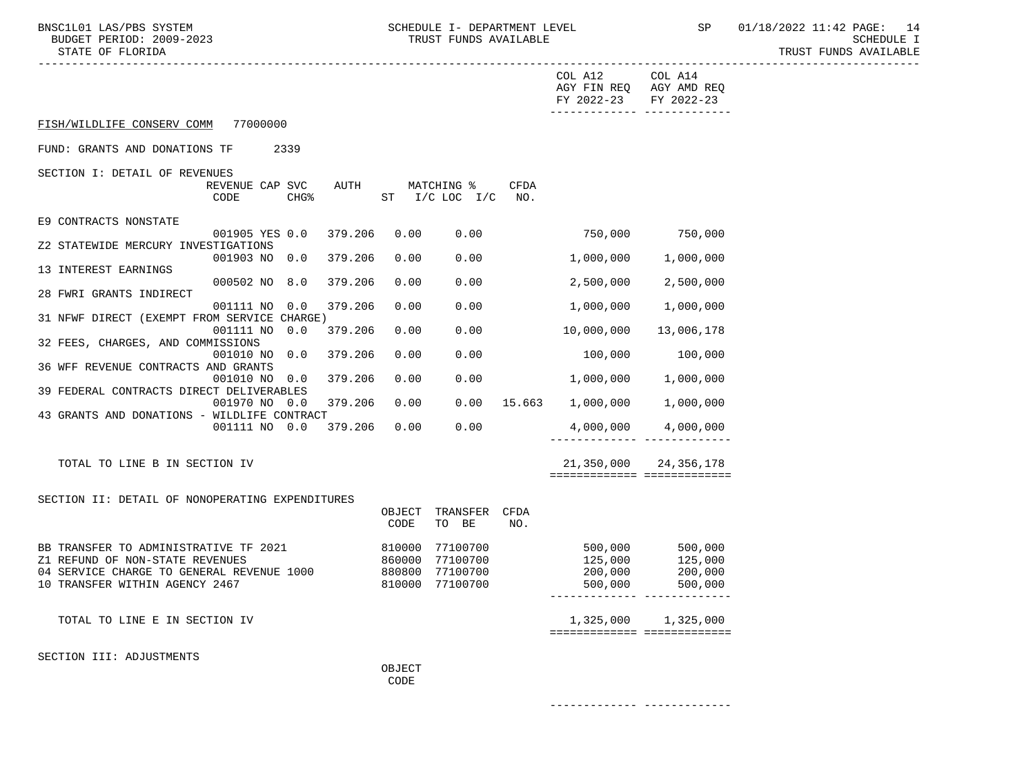BNSC1L01 LAS/PBS SYSTEM — SCHEDULE I- DEPARTMENT LEVEL — TRUST FUNDS AVAILABLE
BUDGET PERIOD: 2009-2023
STATE OF FLORIDA
SP 01/18/2022 11:42
SCHEDULE I
TRUST FUNDS AVAILABLE

FISH/WILDLIFE CONSERV COMM 77000000

FUND: GRANTS AND DONATIONS TF 2339

## SECTION I: DETAIL OF REVENUES

| | REVENUE CODE | CAP | SVC CHG% | AUTH | MATCHING % ST | I/C | LOC I/C | CFDA NO. | COL A12 AGY FIN REQ FY 2022-23 | COL A14 AGY AMD REQ FY 2022-23 |
|---|---|---|---|---|---|---|---|---|---|---|
| E9 CONTRACTS NONSTATE | 001905 | YES | 0.0 | 379.206 | 0.00 | | 0.00 | | 750,000 | 750,000 |
| Z2 STATEWIDE MERCURY INVESTIGATIONS | 001903 | NO | 0.0 | 379.206 | 0.00 | | 0.00 | | 1,000,000 | 1,000,000 |
| 13 INTEREST EARNINGS | 000502 | NO | 8.0 | 379.206 | 0.00 | | 0.00 | | 2,500,000 | 2,500,000 |
| 28 FWRI GRANTS INDIRECT | 001111 | NO | 0.0 | 379.206 | 0.00 | | 0.00 | | 1,000,000 | 1,000,000 |
| 31 NFWF DIRECT (EXEMPT FROM SERVICE CHARGE) | 001111 | NO | 0.0 | 379.206 | 0.00 | | 0.00 | | 10,000,000 | 13,006,178 |
| 32 FEES, CHARGES, AND COMMISSIONS | 001010 | NO | 0.0 | 379.206 | 0.00 | | 0.00 | | 100,000 | 100,000 |
| 36 WFF REVENUE CONTRACTS AND GRANTS | 001010 | NO | 0.0 | 379.206 | 0.00 | | 0.00 | | 1,000,000 | 1,000,000 |
| 39 FEDERAL CONTRACTS DIRECT DELIVERABLES | 001970 | NO | 0.0 | 379.206 | 0.00 | | 0.00 | 15.663 | 1,000,000 | 1,000,000 |
| 43 GRANTS AND DONATIONS - WILDLIFE CONTRACT | 001111 | NO | 0.0 | 379.206 | 0.00 | | 0.00 | | 4,000,000 | 4,000,000 |
| TOTAL TO LINE B IN SECTION IV | | | | | | | | | 21,350,000 | 24,356,178 |

## SECTION II: DETAIL OF NONOPERATING EXPENDITURES

| | OBJECT CODE | TRANSFER TO BE | CFDA NO. | COL A12 AGY FIN REQ FY 2022-23 | COL A14 AGY AMD REQ FY 2022-23 |
|---|---|---|---|---|---|
| BB TRANSFER TO ADMINISTRATIVE TF 2021 | 810000 | 77100700 | | 500,000 | 500,000 |
| Z1 REFUND OF NON-STATE REVENUES | 860000 | 77100700 | | 125,000 | 125,000 |
| 04 SERVICE CHARGE TO GENERAL REVENUE 1000 | 880800 | 77100700 | | 200,000 | 200,000 |
| 10 TRANSFER WITHIN AGENCY 2467 | 810000 | 77100700 | | 500,000 | 500,000 |
| TOTAL TO LINE E IN SECTION IV | | | | 1,325,000 | 1,325,000 |

## SECTION III: ADJUSTMENTS

| | OBJECT CODE | COL A12 AGY FIN REQ FY 2022-23 | COL A14 AGY AMD REQ FY 2022-23 |
|---|---|---|---|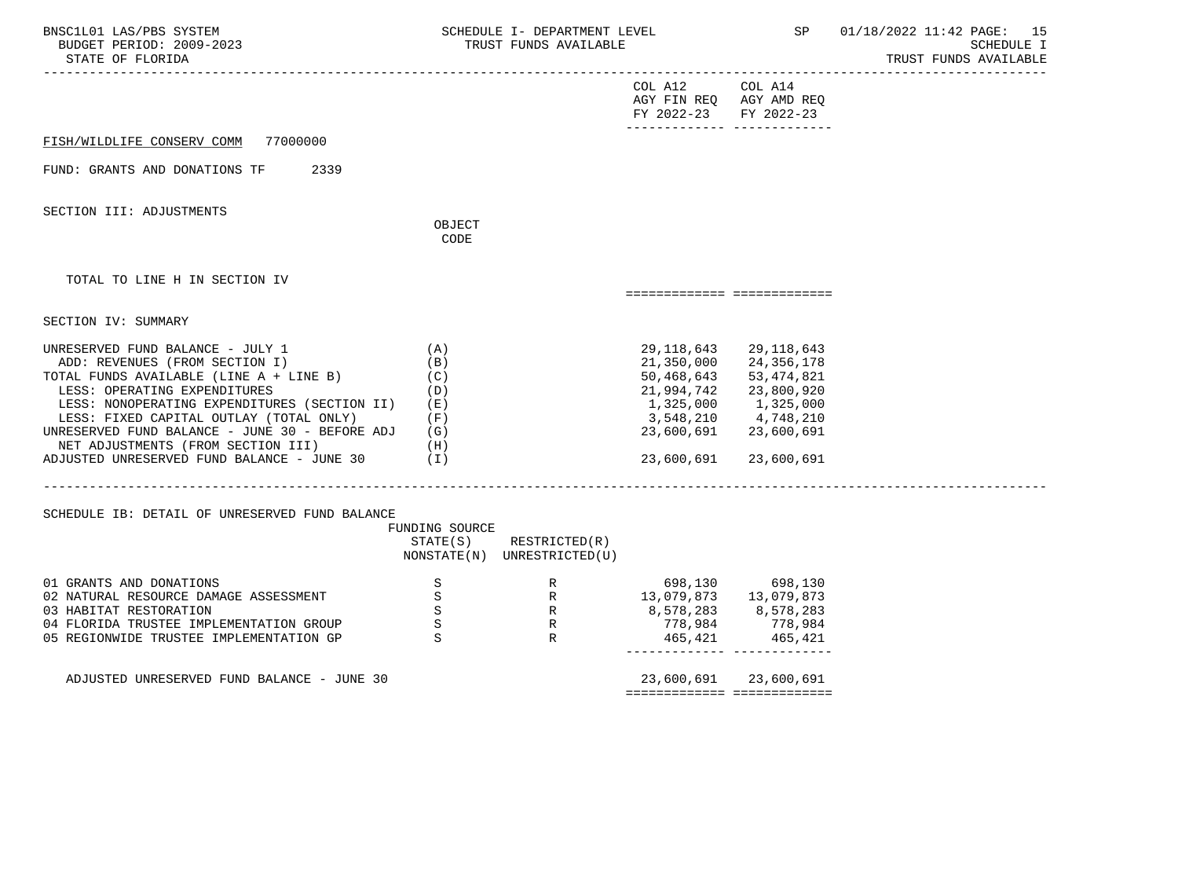FISH/WILDLIFE CONSERV COMM 77000000

FUND: GRANTS AND DONATIONS TF 2339

SECTION III: ADJUSTMENTS

| | OBJECT CODE | COL A12 AGY FIN REQ FY 2022-23 | COL A14 AGY AMD REQ FY 2022-23 |
|---|---|---|---|
| TOTAL TO LINE H IN SECTION IV | | | |

SECTION IV: SUMMARY

| | | COL A12 AGY FIN REQ FY 2022-23 | COL A14 AGY AMD REQ FY 2022-23 |
|---|---|---|---|
| UNRESERVED FUND BALANCE - JULY 1 | (A) | 29,118,643 | 29,118,643 |
| ADD: REVENUES (FROM SECTION I) | (B) | 21,350,000 | 24,356,178 |
| TOTAL FUNDS AVAILABLE (LINE A + LINE B) | (C) | 50,468,643 | 53,474,821 |
| LESS: OPERATING EXPENDITURES | (D) | 21,994,742 | 23,800,920 |
| LESS: NONOPERATING EXPENDITURES (SECTION II) | (E) | 1,325,000 | 1,325,000 |
| LESS: FIXED CAPITAL OUTLAY (TOTAL ONLY) | (F) | 3,548,210 | 4,748,210 |
| UNRESERVED FUND BALANCE - JUNE 30 - BEFORE ADJ | (G) | 23,600,691 | 23,600,691 |
| NET ADJUSTMENTS (FROM SECTION III) | (H) | | |
| ADJUSTED UNRESERVED FUND BALANCE - JUNE 30 | (I) | 23,600,691 | 23,600,691 |

SCHEDULE IB: DETAIL OF UNRESERVED FUND BALANCE

| | FUNDING SOURCE STATE(S) NONSTATE(N) | RESTRICTED(R) UNRESTRICTED(U) | COL A12 | COL A14 |
|---|---|---|---|---|
| 01 GRANTS AND DONATIONS | S | R | 698,130 | 698,130 |
| 02 NATURAL RESOURCE DAMAGE ASSESSMENT | S | R | 13,079,873 | 13,079,873 |
| 03 HABITAT RESTORATION | S | R | 8,578,283 | 8,578,283 |
| 04 FLORIDA TRUSTEE IMPLEMENTATION GROUP | S | R | 778,984 | 778,984 |
| 05 REGIONWIDE TRUSTEE IMPLEMENTATION GP | S | R | 465,421 | 465,421 |
| ADJUSTED UNRESERVED FUND BALANCE - JUNE 30 | | | 23,600,691 | 23,600,691 |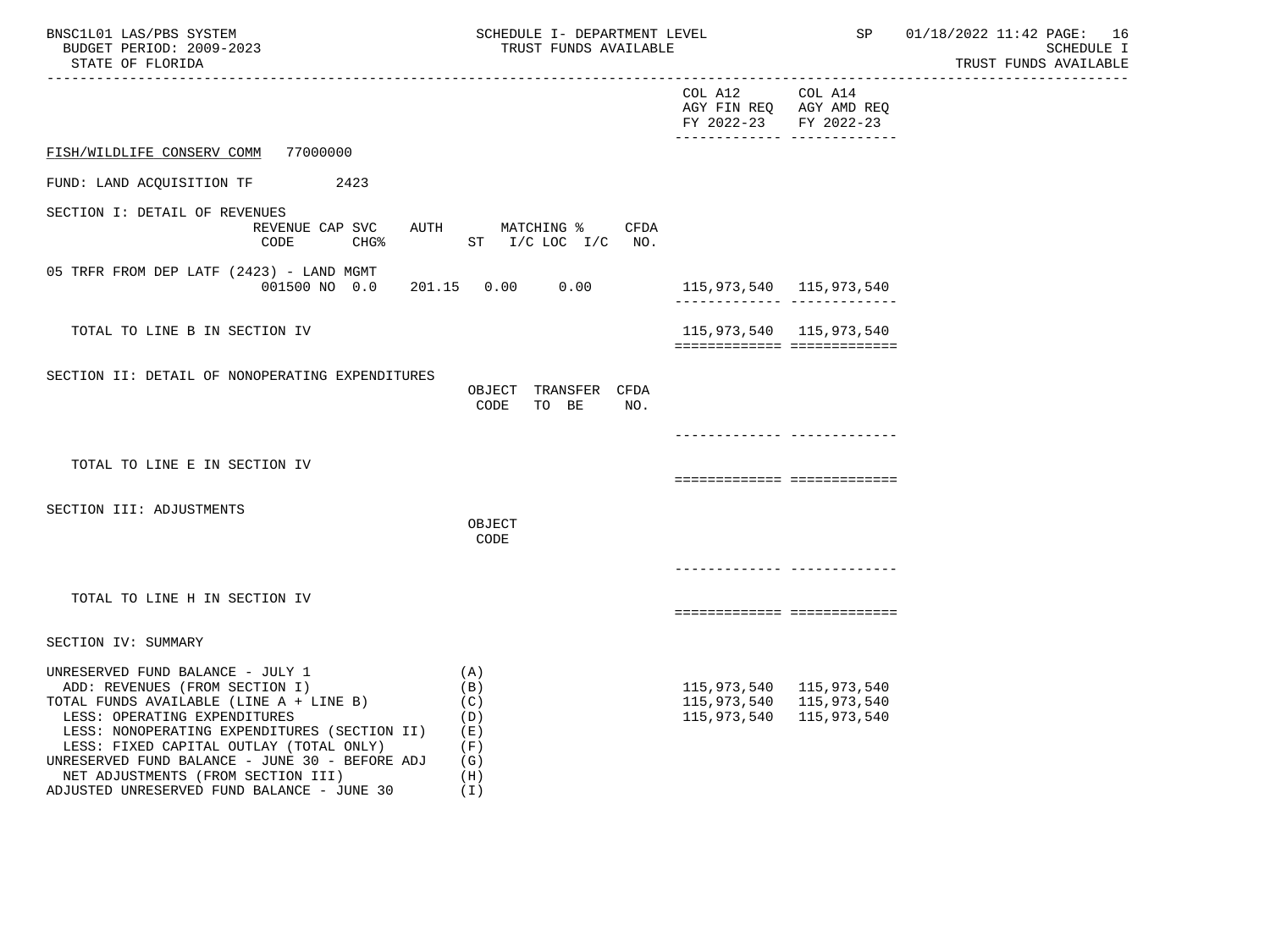SCHEDULE I- DEPARTMENT LEVEL
TRUST FUNDS AVAILABLE

SCHEDULE I
TRUST FUNDS AVAILABLE

| | COL A12 AGY FIN REQ FY 2022-23 | COL A14 AGY AMD REQ FY 2022-23 |
|---|---|---|

FISH/WILDLIFE CONSERV COMM 77000000

FUND: LAND ACQUISITION TF 2423

SECTION I: DETAIL OF REVENUES

| | REVENUE CODE | CAP SVC CHG% | AUTH ST | MATCHING % I/C | LOC I/C | CFDA NO. | COL A12 | COL A14 |
|---|---|---|---|---|---|---|---|---|
| 05 TRFR FROM DEP LATF (2423) - LAND MGMT | 001500 | NO 0.0 | 201.15 | 0.00 | 0.00 | | 115,973,540 | 115,973,540 |
| TOTAL TO LINE B IN SECTION IV | | | | | | | 115,973,540 | 115,973,540 |

SECTION II: DETAIL OF NONOPERATING EXPENDITURES

| | OBJECT CODE | TRANSFER TO BE | CFDA NO. | COL A12 | COL A14 |
|---|---|---|---|---|---|
| TOTAL TO LINE E IN SECTION IV | | | | | |

SECTION III: ADJUSTMENTS

| | OBJECT CODE | COL A12 | COL A14 |
|---|---|---|---|
| TOTAL TO LINE H IN SECTION IV | | | |

SECTION IV: SUMMARY

| | | COL A12 | COL A14 |
|---|---|---|---|
| UNRESERVED FUND BALANCE - JULY 1 | (A) | | |
| ADD: REVENUES (FROM SECTION I) | (B) | 115,973,540 | 115,973,540 |
| TOTAL FUNDS AVAILABLE (LINE A + LINE B) | (C) | 115,973,540 | 115,973,540 |
| LESS: OPERATING EXPENDITURES | (D) | 115,973,540 | 115,973,540 |
| LESS: NONOPERATING EXPENDITURES (SECTION II) | (E) | | |
| LESS: FIXED CAPITAL OUTLAY (TOTAL ONLY) | (F) | | |
| UNRESERVED FUND BALANCE - JUNE 30 - BEFORE ADJ | (G) | | |
| NET ADJUSTMENTS (FROM SECTION III) | (H) | | |
| ADJUSTED UNRESERVED FUND BALANCE - JUNE 30 | (I) | | |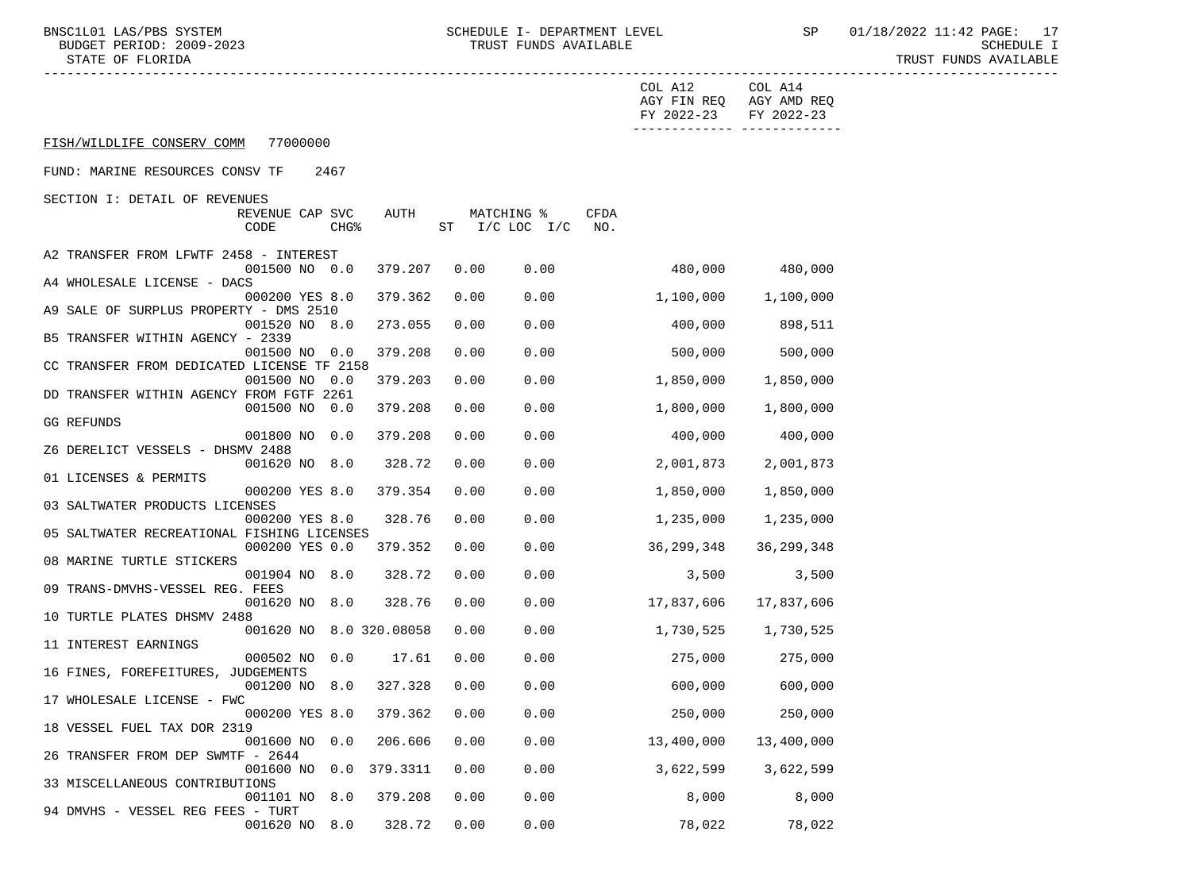SCHEDULE I- DEPARTMENT LEVEL
TRUST FUNDS AVAILABLE

SCHEDULE I
TRUST FUNDS AVAILABLE

**FISH/WILDLIFE CONSERV COMM 77000000**

FUND: MARINE RESOURCES CONSV TF 2467

SECTION I: DETAIL OF REVENUES

| Description | REVENUE CODE | CAP | SVC CHG% | AUTH ST | MATCHING % I/C | LOC I/C | CFDA NO. | COL A12 AGY FIN REQ FY 2022-23 | COL A14 AGY AMD REQ FY 2022-23 |
|---|---|---|---|---|---|---|---|---|---|
| A2 TRANSFER FROM LFWTF 2458 - INTEREST | 001500 | NO | 0.0 | 379.207 | 0.00 | 0.00 | | 480,000 | 480,000 |
| A4 WHOLESALE LICENSE - DACS | 000200 | YES | 8.0 | 379.362 | 0.00 | 0.00 | | 1,100,000 | 1,100,000 |
| A9 SALE OF SURPLUS PROPERTY - DMS 2510 | 001520 | NO | 8.0 | 273.055 | 0.00 | 0.00 | | 400,000 | 898,511 |
| B5 TRANSFER WITHIN AGENCY - 2339 | 001500 | NO | 0.0 | 379.208 | 0.00 | 0.00 | | 500,000 | 500,000 |
| CC TRANSFER FROM DEDICATED LICENSE TF 2158 | 001500 | NO | 0.0 | 379.203 | 0.00 | 0.00 | | 1,850,000 | 1,850,000 |
| DD TRANSFER WITHIN AGENCY FROM FGTF 2261 | 001500 | NO | 0.0 | 379.208 | 0.00 | 0.00 | | 1,800,000 | 1,800,000 |
| GG REFUNDS | 001800 | NO | 0.0 | 379.208 | 0.00 | 0.00 | | 400,000 | 400,000 |
| Z6 DERELICT VESSELS - DHSMV 2488 | 001620 | NO | 8.0 | 328.72 | 0.00 | 0.00 | | 2,001,873 | 2,001,873 |
| 01 LICENSES & PERMITS | 000200 | YES | 8.0 | 379.354 | 0.00 | 0.00 | | 1,850,000 | 1,850,000 |
| 03 SALTWATER PRODUCTS LICENSES | 000200 | YES | 8.0 | 328.76 | 0.00 | 0.00 | | 1,235,000 | 1,235,000 |
| 05 SALTWATER RECREATIONAL FISHING LICENSES | 000200 | YES | 0.0 | 379.352 | 0.00 | 0.00 | | 36,299,348 | 36,299,348 |
| 08 MARINE TURTLE STICKERS | 001904 | NO | 8.0 | 328.72 | 0.00 | 0.00 | | 3,500 | 3,500 |
| 09 TRANS-DMVHS-VESSEL REG. FEES | 001620 | NO | 8.0 | 328.76 | 0.00 | 0.00 | | 17,837,606 | 17,837,606 |
| 10 TURTLE PLATES DHSMV 2488 | 001620 | NO | 8.0 | 320.08058 | 0.00 | 0.00 | | 1,730,525 | 1,730,525 |
| 11 INTEREST EARNINGS | 000502 | NO | 0.0 | 17.61 | 0.00 | 0.00 | | 275,000 | 275,000 |
| 16 FINES, FOREFEITURES, JUDGEMENTS | 001200 | NO | 8.0 | 327.328 | 0.00 | 0.00 | | 600,000 | 600,000 |
| 17 WHOLESALE LICENSE - FWC | 000200 | YES | 8.0 | 379.362 | 0.00 | 0.00 | | 250,000 | 250,000 |
| 18 VESSEL FUEL TAX DOR 2319 | 001600 | NO | 0.0 | 206.606 | 0.00 | 0.00 | | 13,400,000 | 13,400,000 |
| 26 TRANSFER FROM DEP SWMTF - 2644 | 001600 | NO | 0.0 | 379.3311 | 0.00 | 0.00 | | 3,622,599 | 3,622,599 |
| 33 MISCELLANEOUS CONTRIBUTIONS | 001101 | NO | 8.0 | 379.208 | 0.00 | 0.00 | | 8,000 | 8,000 |
| 94 DMVHS - VESSEL REG FEES - TURT | 001620 | NO | 8.0 | 328.72 | 0.00 | 0.00 | | 78,022 | 78,022 |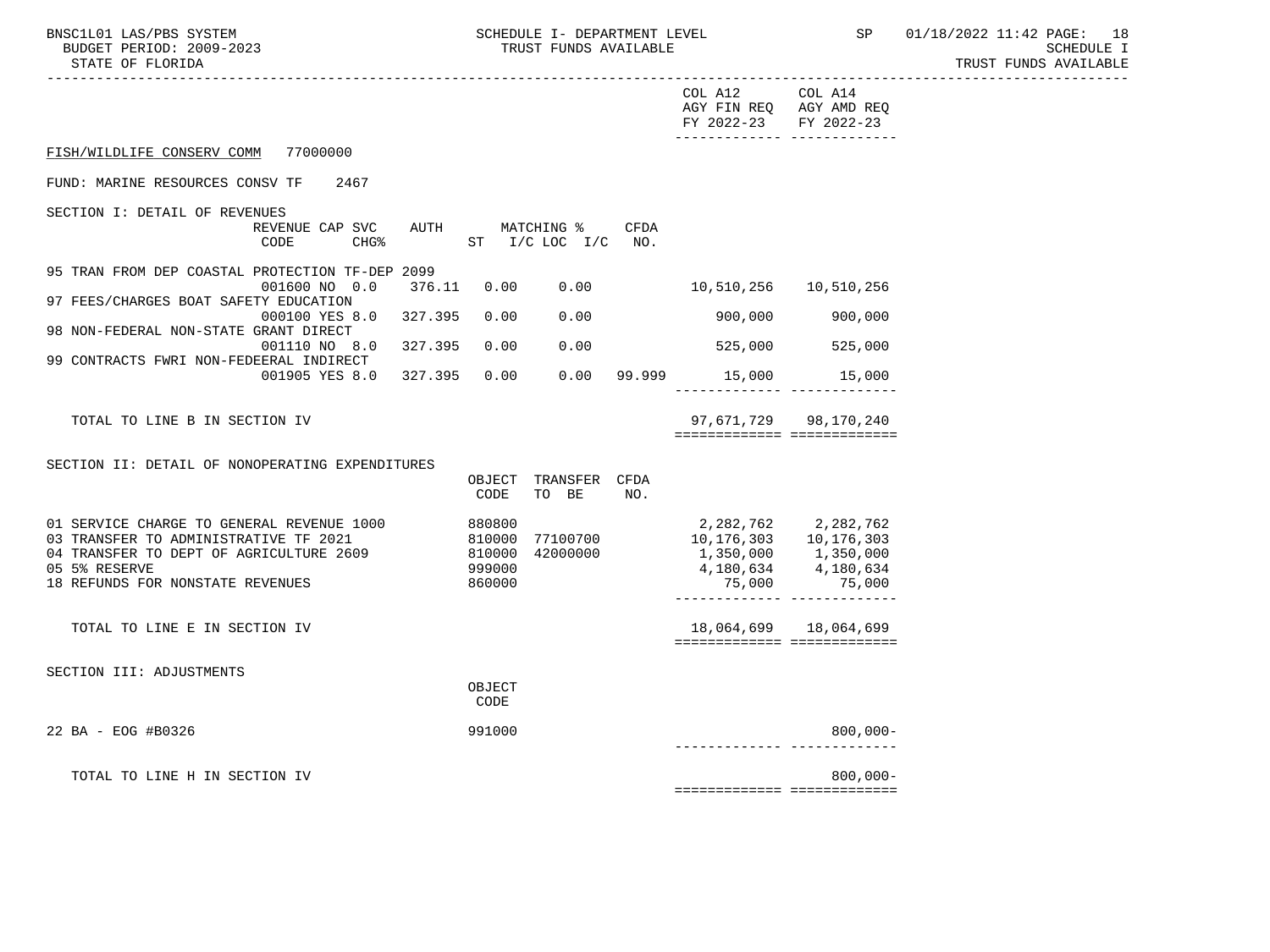COL A12 AGY FIN REQ FY 2022-23 | COL A14 AGY AMD REQ FY 2022-23

FISH/WILDLIFE CONSERV COMM 77000000

FUND: MARINE RESOURCES CONSV TF 2467

## SECTION I: DETAIL OF REVENUES

| | REVENUE CODE | CAP SVC CHG% | AUTH ST | MATCHING % I/C LOC | I/C | CFDA NO. | COL A12 AGY FIN REQ FY 2022-23 | COL A14 AGY AMD REQ FY 2022-23 |
|---|---|---|---|---|---|---|---|---|
| 95 TRAN FROM DEP COASTAL PROTECTION TF-DEP 2099 | 001600 | NO 0.0 | 376.11 | 0.00 | 0.00 | | 10,510,256 | 10,510,256 |
| 97 FEES/CHARGES BOAT SAFETY EDUCATION | 000100 | YES 8.0 | 327.395 | 0.00 | 0.00 | | 900,000 | 900,000 |
| 98 NON-FEDERAL NON-STATE GRANT DIRECT | 001110 | NO 8.0 | 327.395 | 0.00 | 0.00 | | 525,000 | 525,000 |
| 99 CONTRACTS FWRI NON-FEDEERAL INDIRECT | 001905 | YES 8.0 | 327.395 | 0.00 | 0.00 | 99.999 | 15,000 | 15,000 |
| TOTAL TO LINE B IN SECTION IV | | | | | | | 97,671,729 | 98,170,240 |

## SECTION II: DETAIL OF NONOPERATING EXPENDITURES

| | OBJECT CODE | TRANSFER TO BE | CFDA NO. | COL A12 AGY FIN REQ FY 2022-23 | COL A14 AGY AMD REQ FY 2022-23 |
|---|---|---|---|---|---|
| 01 SERVICE CHARGE TO GENERAL REVENUE 1000 | 880800 | | | 2,282,762 | 2,282,762 |
| 03 TRANSFER TO ADMINISTRATIVE TF 2021 | 810000 | 77100700 | | 10,176,303 | 10,176,303 |
| 04 TRANSFER TO DEPT OF AGRICULTURE 2609 | 810000 | 42000000 | | 1,350,000 | 1,350,000 |
| 05 5% RESERVE | 999000 | | | 4,180,634 | 4,180,634 |
| 18 REFUNDS FOR NONSTATE REVENUES | 860000 | | | 75,000 | 75,000 |
| TOTAL TO LINE E IN SECTION IV | | | | 18,064,699 | 18,064,699 |

## SECTION III: ADJUSTMENTS

| | OBJECT CODE | COL A12 AGY FIN REQ FY 2022-23 | COL A14 AGY AMD REQ FY 2022-23 |
|---|---|---|---|
| 22 BA - EOG #B0326 | 991000 | | 800,000- |
| TOTAL TO LINE H IN SECTION IV | | | 800,000- |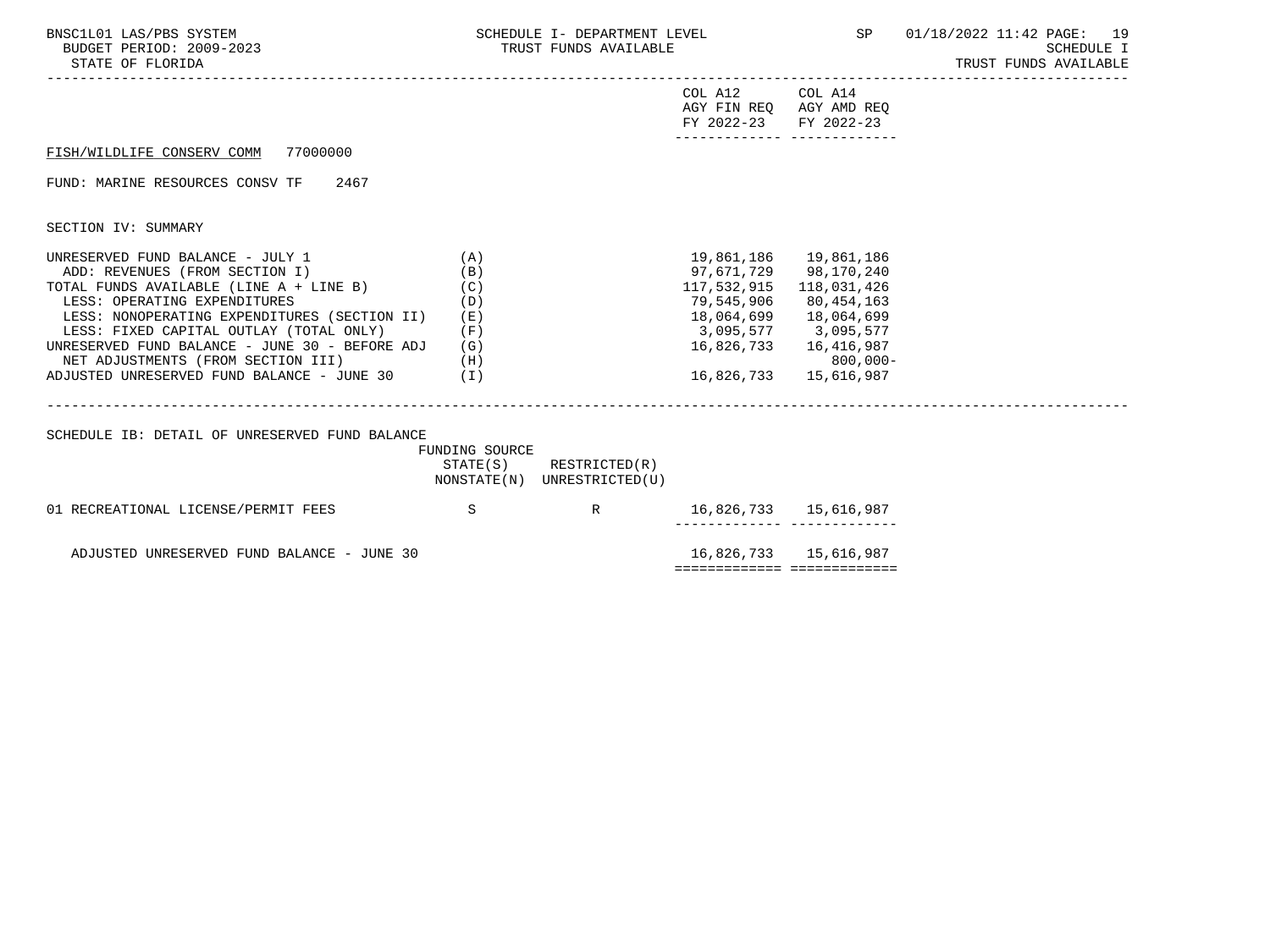FISH/WILDLIFE CONSERV COMM 77000000

FUND: MARINE RESOURCES CONSV TF 2467

SECTION IV: SUMMARY

| | | COL A12 AGY FIN REQ FY 2022-23 | COL A14 AGY AMD REQ FY 2022-23 |
|---|---|---|---|
| UNRESERVED FUND BALANCE - JULY 1 | (A) | 19,861,186 | 19,861,186 |
| ADD: REVENUES (FROM SECTION I) | (B) | 97,671,729 | 98,170,240 |
| TOTAL FUNDS AVAILABLE (LINE A + LINE B) | (C) | 117,532,915 | 118,031,426 |
| LESS: OPERATING EXPENDITURES | (D) | 79,545,906 | 80,454,163 |
| LESS: NONOPERATING EXPENDITURES (SECTION II) | (E) | 18,064,699 | 18,064,699 |
| LESS: FIXED CAPITAL OUTLAY (TOTAL ONLY) | (F) | 3,095,577 | 3,095,577 |
| UNRESERVED FUND BALANCE - JUNE 30 - BEFORE ADJ | (G) | 16,826,733 | 16,416,987 |
| NET ADJUSTMENTS (FROM SECTION III) | (H) | | 800,000- |
| ADJUSTED UNRESERVED FUND BALANCE - JUNE 30 | (I) | 16,826,733 | 15,616,987 |

SCHEDULE IB: DETAIL OF UNRESERVED FUND BALANCE

| | FUNDING SOURCE STATE(S) NONSTATE(N) | RESTRICTED(R) UNRESTRICTED(U) | COL A12 | COL A14 |
|---|---|---|---|---|
| 01 RECREATIONAL LICENSE/PERMIT FEES | S | R | 16,826,733 | 15,616,987 |
| ADJUSTED UNRESERVED FUND BALANCE - JUNE 30 | | | 16,826,733 | 15,616,987 |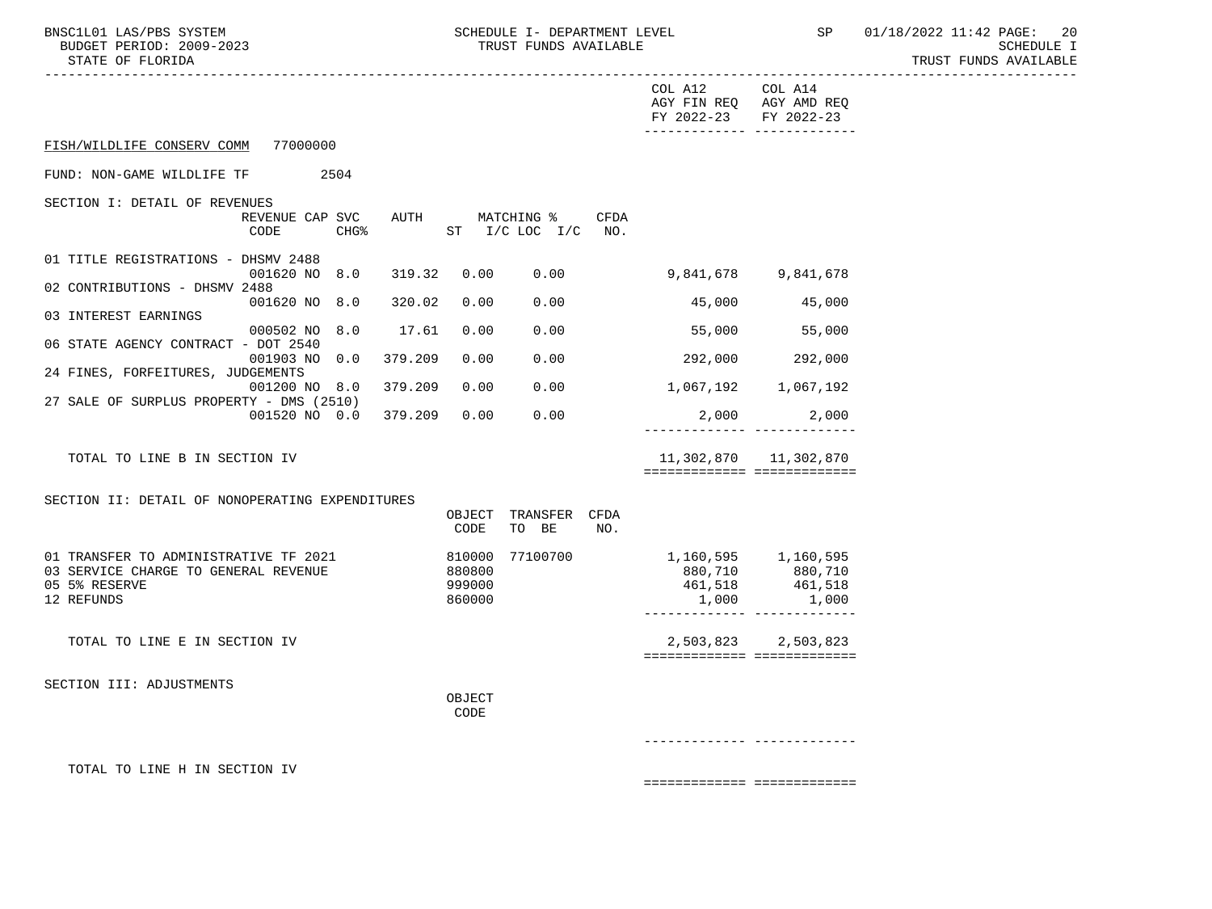BNSC1L01 LAS/PBS SYSTEM — SCHEDULE I- DEPARTMENT LEVEL — TRUST FUNDS AVAILABLE — SP 01/18/2022 11:42

BUDGET PERIOD: 2009-2023

STATE OF FLORIDA

SCHEDULE I — TRUST FUNDS AVAILABLE

FISH/WILDLIFE CONSERV COMM 77000000

FUND: NON-GAME WILDLIFE TF 2504

## SECTION I: DETAIL OF REVENUES

| | REVENUE CODE | CAP CHG% | SVC | AUTH ST | MATCHING % I/C LOC | I/C | CFDA NO. | COL A12 AGY FIN REQ FY 2022-23 | COL A14 AGY AMD REQ FY 2022-23 |
|---|---|---|---|---|---|---|---|---|---|
| 01 TITLE REGISTRATIONS - DHSMV 2488 | 001620 | NO | 8.0 | 319.32 | 0.00 | 0.00 | | 9,841,678 | 9,841,678 |
| 02 CONTRIBUTIONS - DHSMV 2488 | 001620 | NO | 8.0 | 320.02 | 0.00 | 0.00 | | 45,000 | 45,000 |
| 03 INTEREST EARNINGS | 000502 | NO | 8.0 | 17.61 | 0.00 | 0.00 | | 55,000 | 55,000 |
| 06 STATE AGENCY CONTRACT - DOT 2540 | 001903 | NO | 0.0 | 379.209 | 0.00 | 0.00 | | 292,000 | 292,000 |
| 24 FINES, FORFEITURES, JUDGEMENTS | 001200 | NO | 8.0 | 379.209 | 0.00 | 0.00 | | 1,067,192 | 1,067,192 |
| 27 SALE OF SURPLUS PROPERTY - DMS (2510) | 001520 | NO | 0.0 | 379.209 | 0.00 | 0.00 | | 2,000 | 2,000 |
| TOTAL TO LINE B IN SECTION IV | | | | | | | | 11,302,870 | 11,302,870 |

## SECTION II: DETAIL OF NONOPERATING EXPENDITURES

| | OBJECT CODE | TRANSFER TO BE | CFDA NO. | COL A12 AGY FIN REQ FY 2022-23 | COL A14 AGY AMD REQ FY 2022-23 |
|---|---|---|---|---|---|
| 01 TRANSFER TO ADMINISTRATIVE TF 2021 | 810000 | 77100700 | | 1,160,595 | 1,160,595 |
| 03 SERVICE CHARGE TO GENERAL REVENUE | 880800 | | | 880,710 | 880,710 |
| 05 5% RESERVE | 999000 | | | 461,518 | 461,518 |
| 12 REFUNDS | 860000 | | | 1,000 | 1,000 |
| TOTAL TO LINE E IN SECTION IV | | | | 2,503,823 | 2,503,823 |

## SECTION III: ADJUSTMENTS

| | OBJECT CODE | COL A12 AGY FIN REQ FY 2022-23 | COL A14 AGY AMD REQ FY 2022-23 |
|---|---|---|---|
| TOTAL TO LINE H IN SECTION IV | | | |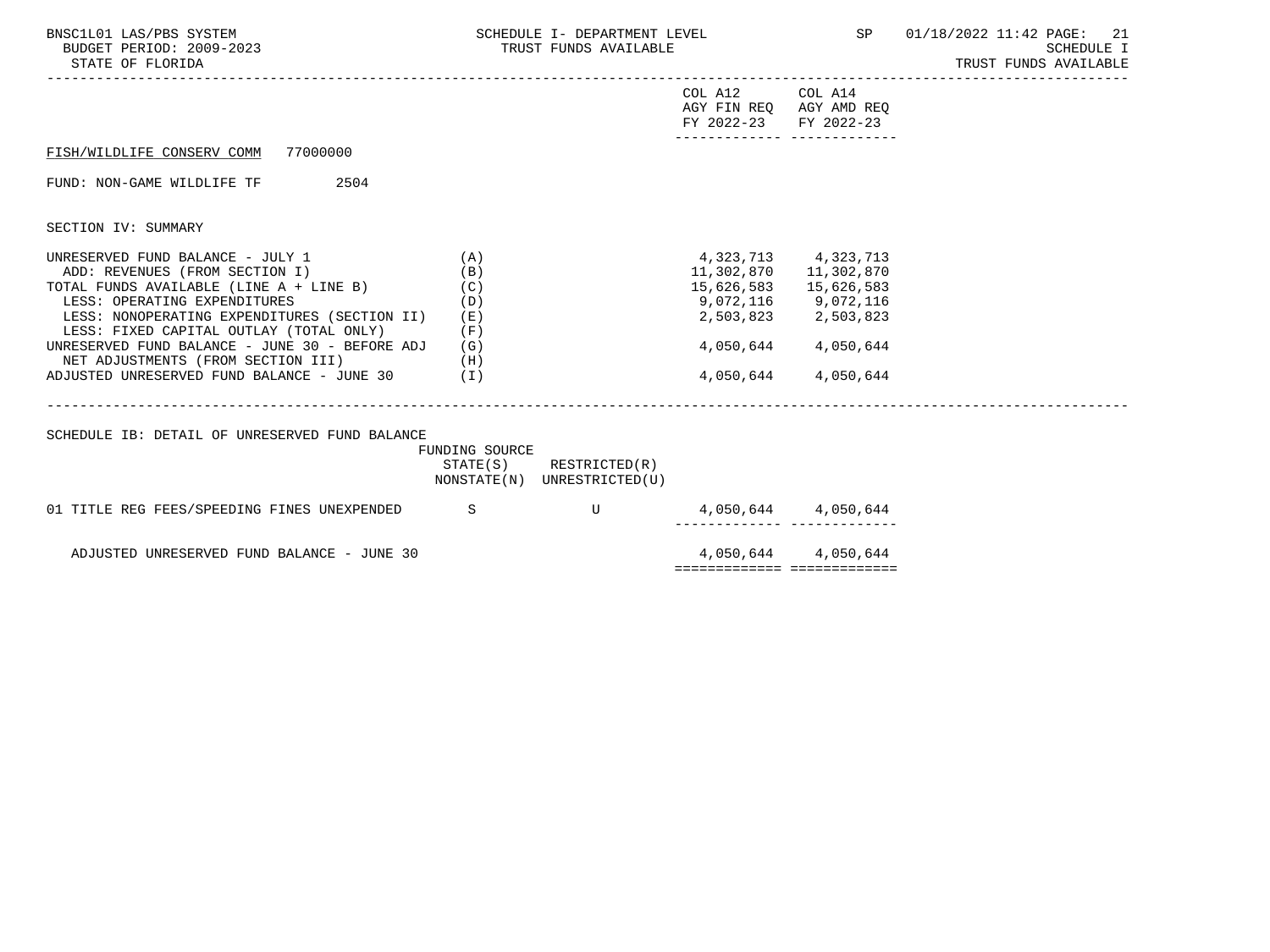SCHEDULE I- DEPARTMENT LEVEL
TRUST FUNDS AVAILABLE

SCHEDULE I
TRUST FUNDS AVAILABLE

FISH/WILDLIFE CONSERV COMM 77000000

FUND: NON-GAME WILDLIFE TF 2504

## SECTION IV: SUMMARY

| | | COL A12 AGY FIN REQ FY 2022-23 | COL A14 AGY AMD REQ FY 2022-23 |
|---|---|---|---|
| UNRESERVED FUND BALANCE - JULY 1 | (A) | 4,323,713 | 4,323,713 |
| ADD: REVENUES (FROM SECTION I) | (B) | 11,302,870 | 11,302,870 |
| TOTAL FUNDS AVAILABLE (LINE A + LINE B) | (C) | 15,626,583 | 15,626,583 |
| LESS: OPERATING EXPENDITURES | (D) | 9,072,116 | 9,072,116 |
| LESS: NONOPERATING EXPENDITURES (SECTION II) | (E) | 2,503,823 | 2,503,823 |
| LESS: FIXED CAPITAL OUTLAY (TOTAL ONLY) | (F) | | |
| UNRESERVED FUND BALANCE - JUNE 30 - BEFORE ADJ | (G) | 4,050,644 | 4,050,644 |
| NET ADJUSTMENTS (FROM SECTION III) | (H) | | |
| ADJUSTED UNRESERVED FUND BALANCE - JUNE 30 | (I) | 4,050,644 | 4,050,644 |

## SCHEDULE IB: DETAIL OF UNRESERVED FUND BALANCE

| | FUNDING SOURCE STATE(S) NONSTATE(N) | RESTRICTED(R) UNRESTRICTED(U) | COL A12 | COL A14 |
|---|---|---|---|---|
| 01 TITLE REG FEES/SPEEDING FINES UNEXPENDED | S | U | 4,050,644 | 4,050,644 |
| ADJUSTED UNRESERVED FUND BALANCE - JUNE 30 | | | 4,050,644 | 4,050,644 |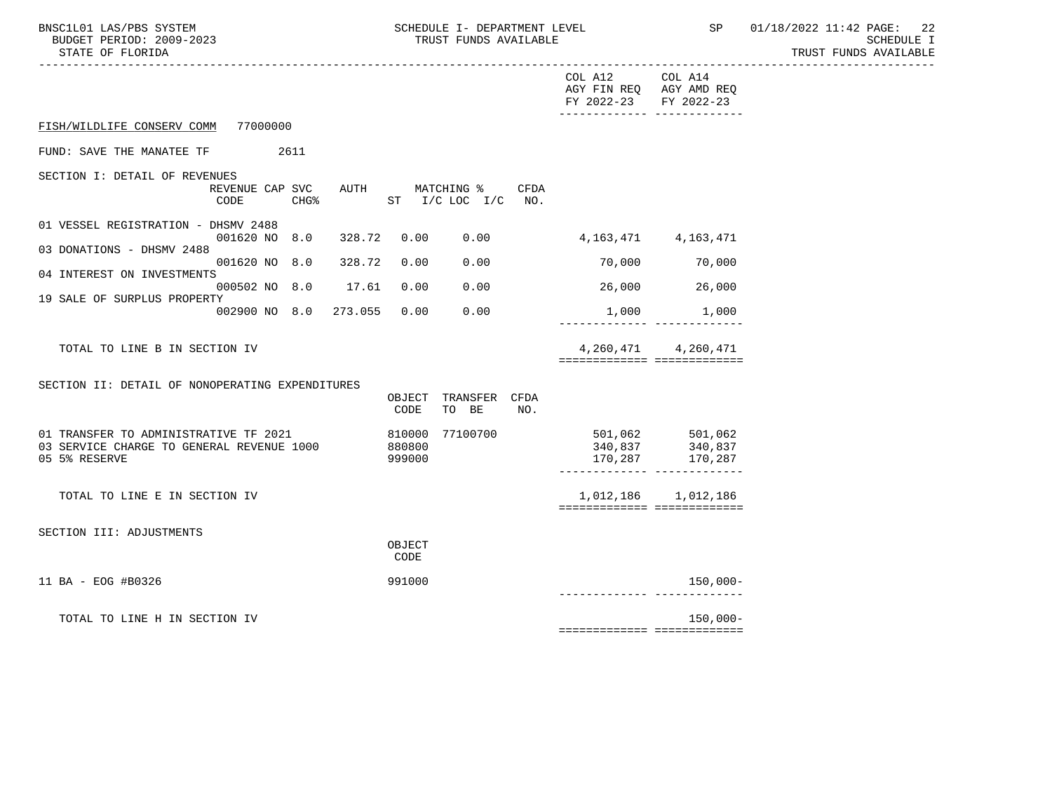BNSC1L01 LAS/PBS SYSTEM
BUDGET PERIOD: 2009-2023
STATE OF FLORIDA

SCHEDULE I- DEPARTMENT LEVEL
TRUST FUNDS AVAILABLE

SP 01/18/2022 11:42

SCHEDULE I
TRUST FUNDS AVAILABLE

FISH/WILDLIFE CONSERV COMM 77000000

FUND: SAVE THE MANATEE TF 2611

## SECTION I: DETAIL OF REVENUES

| | REVENUE CODE | CAP SVC | CHG% | AUTH ST | MATCHING % I/C LOC | I/C | CFDA NO. | COL A12 AGY FIN REQ FY 2022-23 | COL A14 AGY AMD REQ FY 2022-23 |
|---|---|---|---|---|---|---|---|---|---|
| 01 VESSEL REGISTRATION - DHSMV 2488 | 001620 | NO | 8.0 | 328.72 | 0.00 | 0.00 | | 4,163,471 | 4,163,471 |
| 03 DONATIONS - DHSMV 2488 | 001620 | NO | 8.0 | 328.72 | 0.00 | 0.00 | | 70,000 | 70,000 |
| 04 INTEREST ON INVESTMENTS | 000502 | NO | 8.0 | 17.61 | 0.00 | 0.00 | | 26,000 | 26,000 |
| 19 SALE OF SURPLUS PROPERTY | 002900 | NO | 8.0 | 273.055 | 0.00 | 0.00 | | 1,000 | 1,000 |
| TOTAL TO LINE B IN SECTION IV | | | | | | | | 4,260,471 | 4,260,471 |

## SECTION II: DETAIL OF NONOPERATING EXPENDITURES

| | OBJECT CODE | TRANSFER TO BE | CFDA NO. | COL A12 AGY FIN REQ FY 2022-23 | COL A14 AGY AMD REQ FY 2022-23 |
|---|---|---|---|---|---|
| 01 TRANSFER TO ADMINISTRATIVE TF 2021 | 810000 | 77100700 | | 501,062 | 501,062 |
| 03 SERVICE CHARGE TO GENERAL REVENUE 1000 | 880800 | | | 340,837 | 340,837 |
| 05 5% RESERVE | 999000 | | | 170,287 | 170,287 |
| TOTAL TO LINE E IN SECTION IV | | | | 1,012,186 | 1,012,186 |

## SECTION III: ADJUSTMENTS

| | OBJECT CODE | COL A12 AGY FIN REQ FY 2022-23 | COL A14 AGY AMD REQ FY 2022-23 |
|---|---|---|---|
| 11 BA - EOG #B0326 | 991000 | | 150,000- |
| TOTAL TO LINE H IN SECTION IV | | | 150,000- |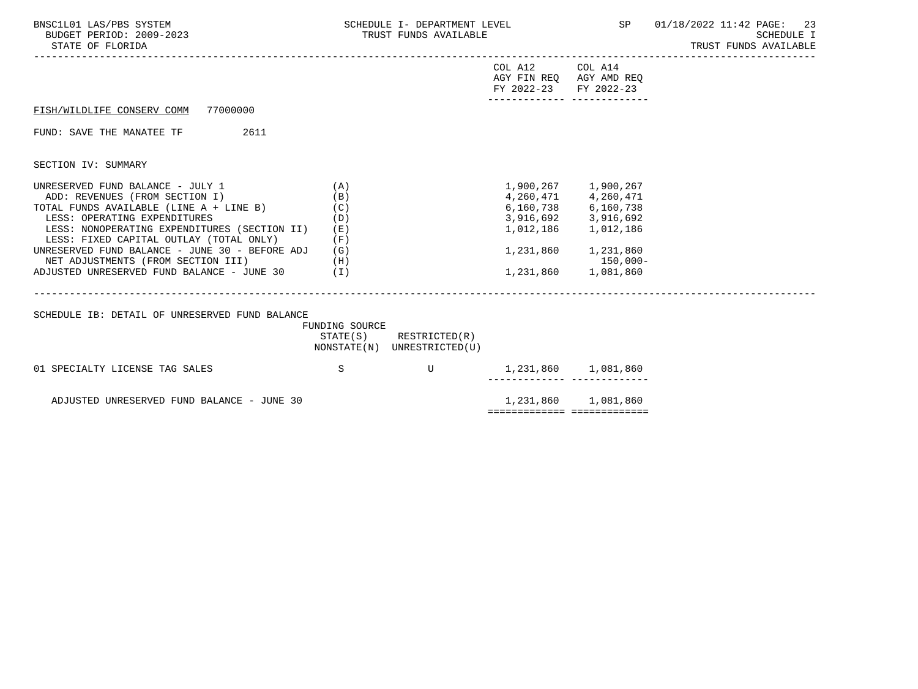| | | COL A12 AGY FIN REQ FY 2022-23 | COL A14 AGY AMD REQ FY 2022-23 |
|---|---|---|---|

FISH/WILDLIFE CONSERV COMM 77000000

FUND: SAVE THE MANATEE TF 2611

SECTION IV: SUMMARY

| | | COL A12 AGY FIN REQ FY 2022-23 | COL A14 AGY AMD REQ FY 2022-23 |
|---|---|---|---|
| UNRESERVED FUND BALANCE - JULY 1 | (A) | 1,900,267 | 1,900,267 |
| ADD: REVENUES (FROM SECTION I) | (B) | 4,260,471 | 4,260,471 |
| TOTAL FUNDS AVAILABLE (LINE A + LINE B) | (C) | 6,160,738 | 6,160,738 |
| LESS: OPERATING EXPENDITURES | (D) | 3,916,692 | 3,916,692 |
| LESS: NONOPERATING EXPENDITURES (SECTION II) | (E) | 1,012,186 | 1,012,186 |
| LESS: FIXED CAPITAL OUTLAY (TOTAL ONLY) | (F) | | |
| UNRESERVED FUND BALANCE - JUNE 30 - BEFORE ADJ | (G) | 1,231,860 | 1,231,860 |
| NET ADJUSTMENTS (FROM SECTION III) | (H) | | 150,000- |
| ADJUSTED UNRESERVED FUND BALANCE - JUNE 30 | (I) | 1,231,860 | 1,081,860 |

SCHEDULE IB: DETAIL OF UNRESERVED FUND BALANCE

| | FUNDING SOURCE STATE(S) NONSTATE(N) | RESTRICTED(R) UNRESTRICTED(U) | COL A12 | COL A14 |
|---|---|---|---|---|
| 01 SPECIALTY LICENSE TAG SALES | S | U | 1,231,860 | 1,081,860 |
| ADJUSTED UNRESERVED FUND BALANCE - JUNE 30 | | | 1,231,860 | 1,081,860 |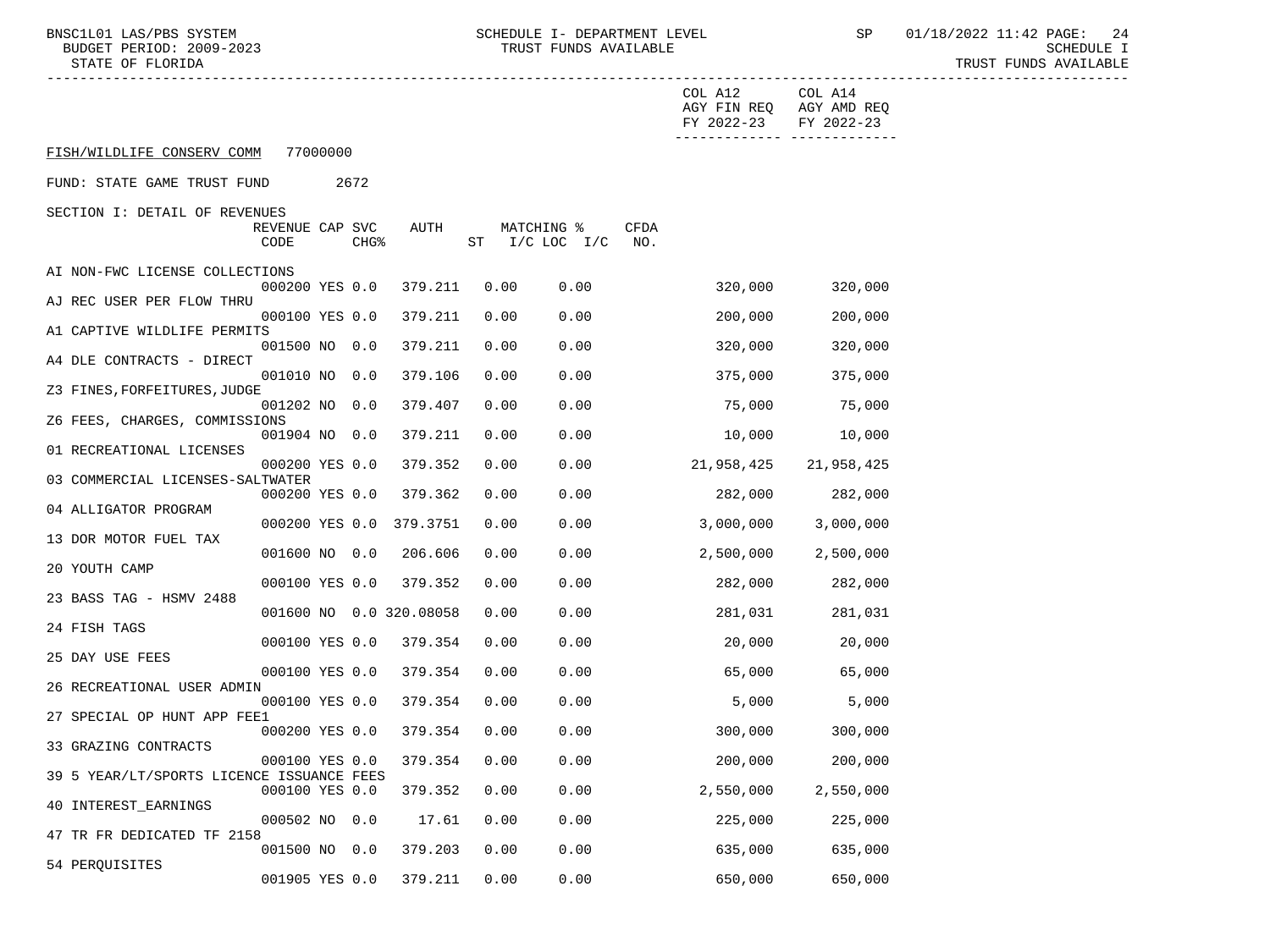FISH/WILDLIFE CONSERV COMM 77000000

FUND: STATE GAME TRUST FUND 2672

SECTION I: DETAIL OF REVENUES

| | REVENUE CODE | CAP | SVC CHG% | AUTH | ST | MATCHING % I/C LOC | I/C | CFDA NO. | COL A12 AGY FIN REQ FY 2022-23 | COL A14 AGY AMD REQ FY 2022-23 |
|---|---|---|---|---|---|---|---|---|---|---|
| AI NON-FWC LICENSE COLLECTIONS | 000200 | YES | 0.0 | 379.211 | 0.00 | 0.00 | | | 320,000 | 320,000 |
| AJ REC USER PER FLOW THRU | 000100 | YES | 0.0 | 379.211 | 0.00 | 0.00 | | | 200,000 | 200,000 |
| A1 CAPTIVE WILDLIFE PERMITS | 001500 | NO | 0.0 | 379.211 | 0.00 | 0.00 | | | 320,000 | 320,000 |
| A4 DLE CONTRACTS - DIRECT | 001010 | NO | 0.0 | 379.106 | 0.00 | 0.00 | | | 375,000 | 375,000 |
| Z3 FINES,FORFEITURES,JUDGE | 001202 | NO | 0.0 | 379.407 | 0.00 | 0.00 | | | 75,000 | 75,000 |
| Z6 FEES, CHARGES, COMMISSIONS | 001904 | NO | 0.0 | 379.211 | 0.00 | 0.00 | | | 10,000 | 10,000 |
| 01 RECREATIONAL LICENSES | 000200 | YES | 0.0 | 379.352 | 0.00 | 0.00 | | | 21,958,425 | 21,958,425 |
| 03 COMMERCIAL LICENSES-SALTWATER | 000200 | YES | 0.0 | 379.362 | 0.00 | 0.00 | | | 282,000 | 282,000 |
| 04 ALLIGATOR PROGRAM | 000200 | YES | 0.0 | 379.3751 | 0.00 | 0.00 | | | 3,000,000 | 3,000,000 |
| 13 DOR MOTOR FUEL TAX | 001600 | NO | 0.0 | 206.606 | 0.00 | 0.00 | | | 2,500,000 | 2,500,000 |
| 20 YOUTH CAMP | 000100 | YES | 0.0 | 379.352 | 0.00 | 0.00 | | | 282,000 | 282,000 |
| 23 BASS TAG - HSMV 2488 | 001600 | NO | 0.0 | 320.08058 | 0.00 | 0.00 | | | 281,031 | 281,031 |
| 24 FISH TAGS | 000100 | YES | 0.0 | 379.354 | 0.00 | 0.00 | | | 20,000 | 20,000 |
| 25 DAY USE FEES | 000100 | YES | 0.0 | 379.354 | 0.00 | 0.00 | | | 65,000 | 65,000 |
| 26 RECREATIONAL USER ADMIN | 000100 | YES | 0.0 | 379.354 | 0.00 | 0.00 | | | 5,000 | 5,000 |
| 27 SPECIAL OP HUNT APP FEE1 | 000200 | YES | 0.0 | 379.354 | 0.00 | 0.00 | | | 300,000 | 300,000 |
| 33 GRAZING CONTRACTS | 000100 | YES | 0.0 | 379.354 | 0.00 | 0.00 | | | 200,000 | 200,000 |
| 39 5 YEAR/LT/SPORTS LICENCE ISSUANCE FEES | 000100 | YES | 0.0 | 379.352 | 0.00 | 0.00 | | | 2,550,000 | 2,550,000 |
| 40 INTEREST_EARNINGS | 000502 | NO | 0.0 | 17.61 | 0.00 | 0.00 | | | 225,000 | 225,000 |
| 47 TR FR DEDICATED TF 2158 | 001500 | NO | 0.0 | 379.203 | 0.00 | 0.00 | | | 635,000 | 635,000 |
| 54 PERQUISITES | 001905 | YES | 0.0 | 379.211 | 0.00 | 0.00 | | | 650,000 | 650,000 |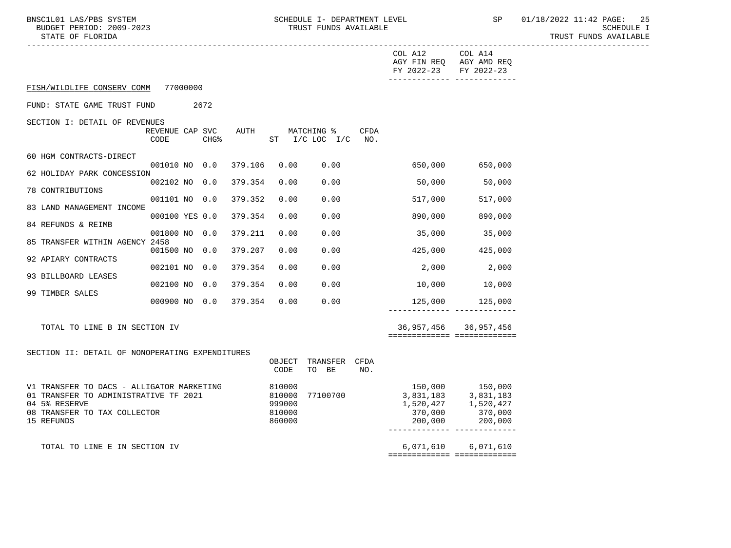FISH/WILDLIFE CONSERV COMM 77000000

FUND: STATE GAME TRUST FUND 2672

SECTION I: DETAIL OF REVENUES

| | REVENUE CODE | CAP | SVC CHG% | AUTH | MATCHING % ST | I/C LOC I/C | CFDA NO. | COL A12 AGY FIN REQ FY 2022-23 | COL A14 AGY AMD REQ FY 2022-23 |
|---|---|---|---|---|---|---|---|---|---|
| 60 HGM CONTRACTS-DIRECT | 001010 | NO | 0.0 | 379.106 | 0.00 | 0.00 | | 650,000 | 650,000 |
| 62 HOLIDAY PARK CONCESSION | 002102 | NO | 0.0 | 379.354 | 0.00 | 0.00 | | 50,000 | 50,000 |
| 78 CONTRIBUTIONS | 001101 | NO | 0.0 | 379.352 | 0.00 | 0.00 | | 517,000 | 517,000 |
| 83 LAND MANAGEMENT INCOME | 000100 | YES | 0.0 | 379.354 | 0.00 | 0.00 | | 890,000 | 890,000 |
| 84 REFUNDS & REIMB | 001800 | NO | 0.0 | 379.211 | 0.00 | 0.00 | | 35,000 | 35,000 |
| 85 TRANSFER WITHIN AGENCY 2458 | 001500 | NO | 0.0 | 379.207 | 0.00 | 0.00 | | 425,000 | 425,000 |
| 92 APIARY CONTRACTS | 002101 | NO | 0.0 | 379.354 | 0.00 | 0.00 | | 2,000 | 2,000 |
| 93 BILLBOARD LEASES | 002100 | NO | 0.0 | 379.354 | 0.00 | 0.00 | | 10,000 | 10,000 |
| 99 TIMBER SALES | 000900 | NO | 0.0 | 379.354 | 0.00 | 0.00 | | 125,000 | 125,000 |
| TOTAL TO LINE B IN SECTION IV | | | | | | | | 36,957,456 | 36,957,456 |

SECTION II: DETAIL OF NONOPERATING EXPENDITURES

| | OBJECT CODE | TRANSFER TO BE | CFDA NO. | COL A12 AGY FIN REQ FY 2022-23 | COL A14 AGY AMD REQ FY 2022-23 |
|---|---|---|---|---|---|
| V1 TRANSFER TO DACS - ALLIGATOR MARKETING | 810000 | | | 150,000 | 150,000 |
| 01 TRANSFER TO ADMINISTRATIVE TF 2021 | 810000 | 77100700 | | 3,831,183 | 3,831,183 |
| 04 5% RESERVE | 999000 | | | 1,520,427 | 1,520,427 |
| 08 TRANSFER TO TAX COLLECTOR | 810000 | | | 370,000 | 370,000 |
| 15 REFUNDS | 860000 | | | 200,000 | 200,000 |
| TOTAL TO LINE E IN SECTION IV | | | | 6,071,610 | 6,071,610 |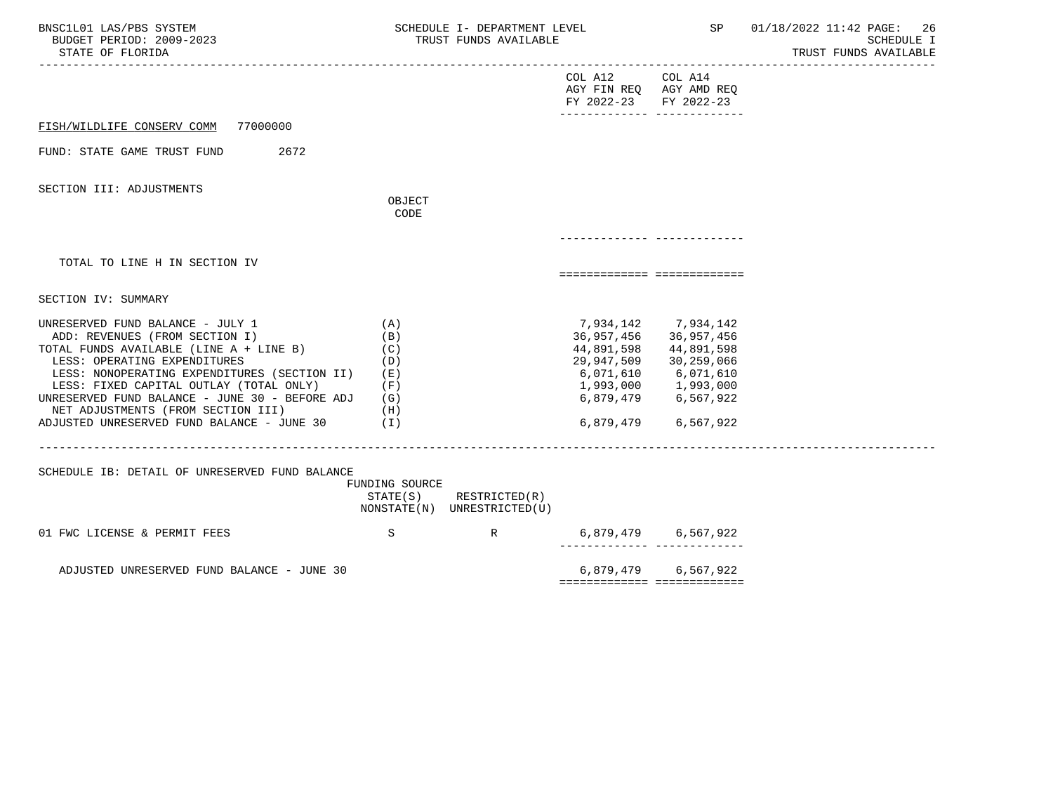BNSC1L01 LAS/PBS SYSTEM
BUDGET PERIOD: 2009-2023
STATE OF FLORIDA

SCHEDULE I- DEPARTMENT LEVEL
TRUST FUNDS AVAILABLE

SP 01/18/2022 11:42

SCHEDULE I
TRUST FUNDS AVAILABLE

FISH/WILDLIFE CONSERV COMM 77000000

FUND: STATE GAME TRUST FUND 2672

SECTION III: ADJUSTMENTS

| | OBJECT CODE | COL A12 AGY FIN REQ FY 2022-23 | COL A14 AGY AMD REQ FY 2022-23 |
|---|---|---|---|
| TOTAL TO LINE H IN SECTION IV | | | |

SECTION IV: SUMMARY

| | | COL A12 AGY FIN REQ FY 2022-23 | COL A14 AGY AMD REQ FY 2022-23 |
|---|---|---|---|
| UNRESERVED FUND BALANCE - JULY 1 | (A) | 7,934,142 | 7,934,142 |
| ADD: REVENUES (FROM SECTION I) | (B) | 36,957,456 | 36,957,456 |
| TOTAL FUNDS AVAILABLE (LINE A + LINE B) | (C) | 44,891,598 | 44,891,598 |
| LESS: OPERATING EXPENDITURES | (D) | 29,947,509 | 30,259,066 |
| LESS: NONOPERATING EXPENDITURES (SECTION II) | (E) | 6,071,610 | 6,071,610 |
| LESS: FIXED CAPITAL OUTLAY (TOTAL ONLY) | (F) | 1,993,000 | 1,993,000 |
| UNRESERVED FUND BALANCE - JUNE 30 - BEFORE ADJ | (G) | 6,879,479 | 6,567,922 |
| NET ADJUSTMENTS (FROM SECTION III) | (H) | | |
| ADJUSTED UNRESERVED FUND BALANCE - JUNE 30 | (I) | 6,879,479 | 6,567,922 |

SCHEDULE IB: DETAIL OF UNRESERVED FUND BALANCE

| | FUNDING SOURCE STATE(S) NONSTATE(N) | RESTRICTED(R) UNRESTRICTED(U) | COL A12 AGY FIN REQ FY 2022-23 | COL A14 AGY AMD REQ FY 2022-23 |
|---|---|---|---|---|
| 01 FWC LICENSE & PERMIT FEES | S | R | 6,879,479 | 6,567,922 |
| ADJUSTED UNRESERVED FUND BALANCE - JUNE 30 | | | 6,879,479 | 6,567,922 |